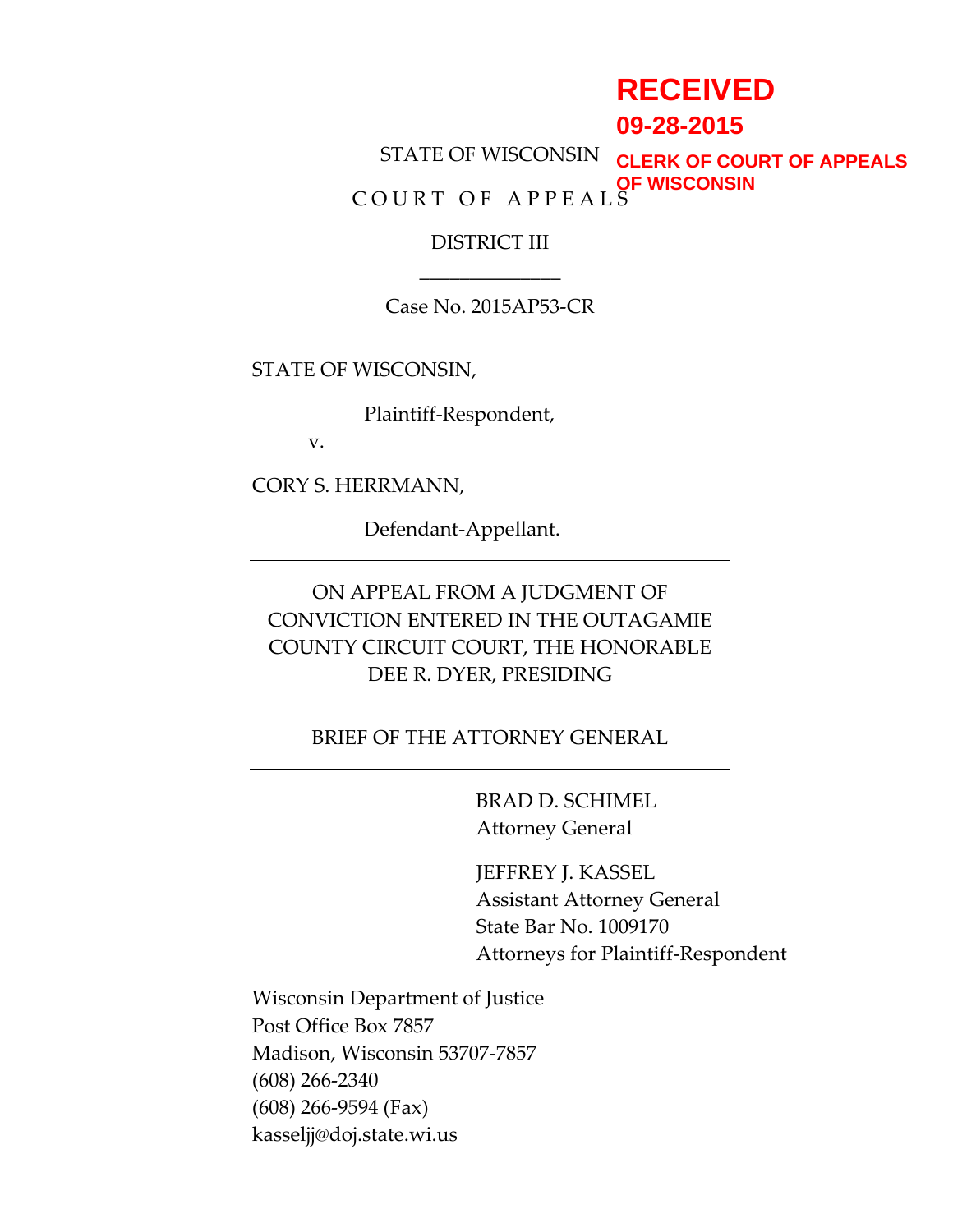RECEIVED
09-28-2015
CLERK OF COURT OF APPEALS
OF WISCONSIN

STATE OF WISCONSIN

C O U R T  O F  A P P E A L S

DISTRICT III

______________

Case No. 2015AP53-CR

---

STATE OF WISCONSIN,

Plaintiff-Respondent,

v.

CORY S. HERRMANN,

Defendant-Appellant.

---

ON APPEAL FROM A JUDGMENT OF CONVICTION ENTERED IN THE OUTAGAMIE COUNTY CIRCUIT COURT, THE HONORABLE DEE R. DYER, PRESIDING

---

BRIEF OF THE ATTORNEY GENERAL

---

BRAD D. SCHIMEL
Attorney General

JEFFREY J. KASSEL
Assistant Attorney General
State Bar No. 1009170
Attorneys for Plaintiff-Respondent

Wisconsin Department of Justice
Post Office Box 7857
Madison, Wisconsin 53707-7857
(608) 266-2340
(608) 266-9594 (Fax)
kasseljj@doj.state.wi.us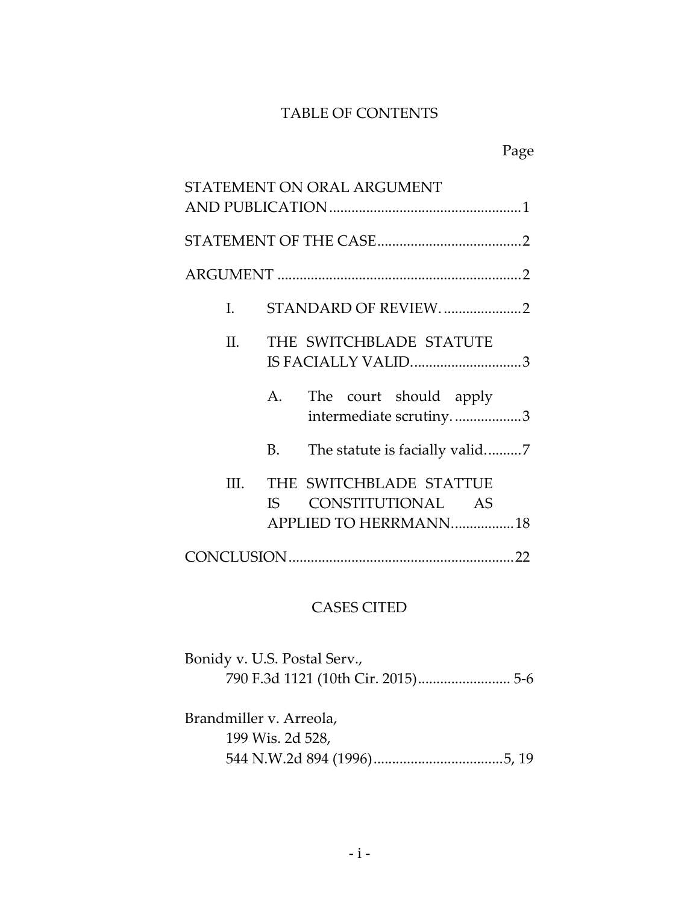# TABLE OF CONTENTS

Page

STATEMENT ON ORAL ARGUMENT AND PUBLICATION....................................................1

STATEMENT OF THE CASE.......................................2

ARGUMENT ..................................................................2

I. STANDARD OF REVIEW. .....................2

II. THE SWITCHBLADE STATUTE IS FACIALLY VALID..............................3

- A. The court should apply intermediate scrutiny. ..................3
- B. The statute is facially valid..........7

III. THE SWITCHBLADE STATTUE IS CONSTITUTIONAL AS APPLIED TO HERRMANN.................18

CONCLUSION.............................................................22

## CASES CITED

Bonidy v. U.S. Postal Serv.,
790 F.3d 1121 (10th Cir. 2015)......................... 5-6

Brandmiller v. Arreola,
199 Wis. 2d 528,
544 N.W.2d 894 (1996)...................................5, 19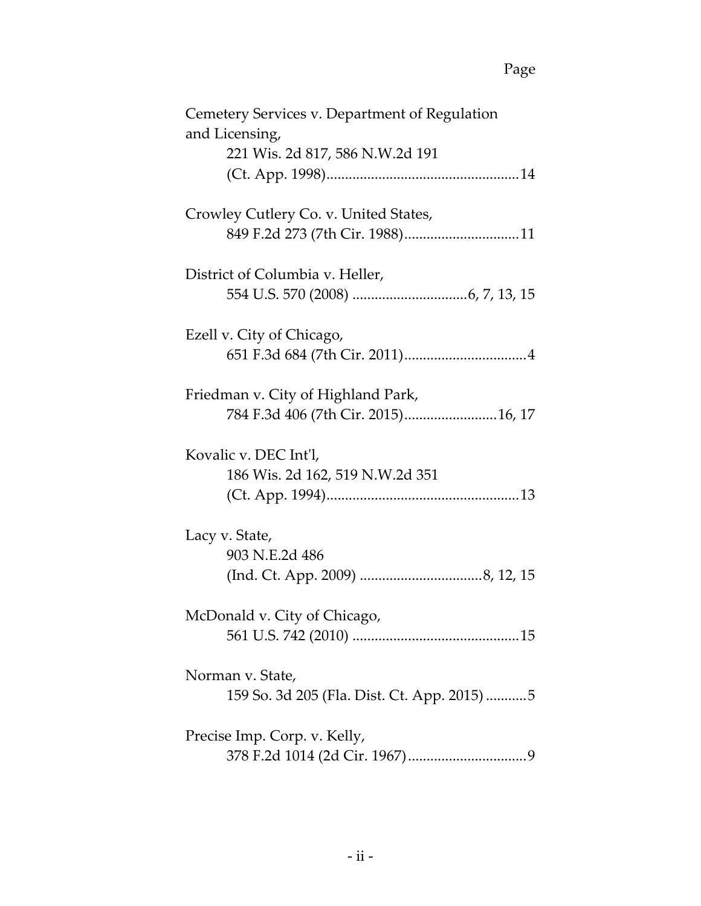Page

Cemetery Services v. Department of Regulation and Licensing,
221 Wis. 2d 817, 586 N.W.2d 191 (Ct. App. 1998)....................................................14

Crowley Cutlery Co. v. United States,
849 F.2d 273 (7th Cir. 1988)...............................11

District of Columbia v. Heller,
554 U.S. 570 (2008) ...............................6, 7, 13, 15

Ezell v. City of Chicago,
651 F.3d 684 (7th Cir. 2011).................................4

Friedman v. City of Highland Park,
784 F.3d 406 (7th Cir. 2015).........................16, 17

Kovalic v. DEC Int'l,
186 Wis. 2d 162, 519 N.W.2d 351 (Ct. App. 1994)....................................................13

Lacy v. State,
903 N.E.2d 486 (Ind. Ct. App. 2009) .................................8, 12, 15

McDonald v. City of Chicago,
561 U.S. 742 (2010) .............................................15

Norman v. State,
159 So. 3d 205 (Fla. Dist. Ct. App. 2015)...........5

Precise Imp. Corp. v. Kelly,
378 F.2d 1014 (2d Cir. 1967)................................9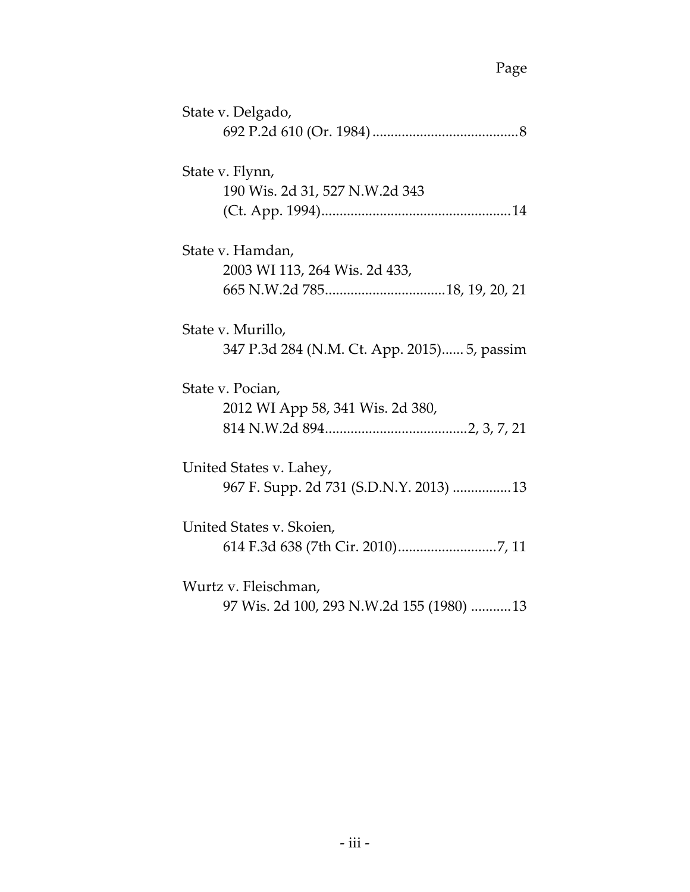Page

State v. Delgado,
692 P.2d 610 (Or. 1984) ........................................ 8

State v. Flynn,
190 Wis. 2d 31, 527 N.W.2d 343
(Ct. App. 1994).................................................... 14

State v. Hamdan,
2003 WI 113, 264 Wis. 2d 433,
665 N.W.2d 785................................ 18, 19, 20, 21

State v. Murillo,
347 P.3d 284 (N.M. Ct. App. 2015)...... 5, passim

State v. Pocian,
2012 WI App 58, 341 Wis. 2d 380,
814 N.W.2d 894....................................... 2, 3, 7, 21

United States v. Lahey,
967 F. Supp. 2d 731 (S.D.N.Y. 2013) ................ 13

United States v. Skoien,
614 F.3d 638 (7th Cir. 2010)........................... 7, 11

Wurtz v. Fleischman,
97 Wis. 2d 100, 293 N.W.2d 155 (1980) ........... 13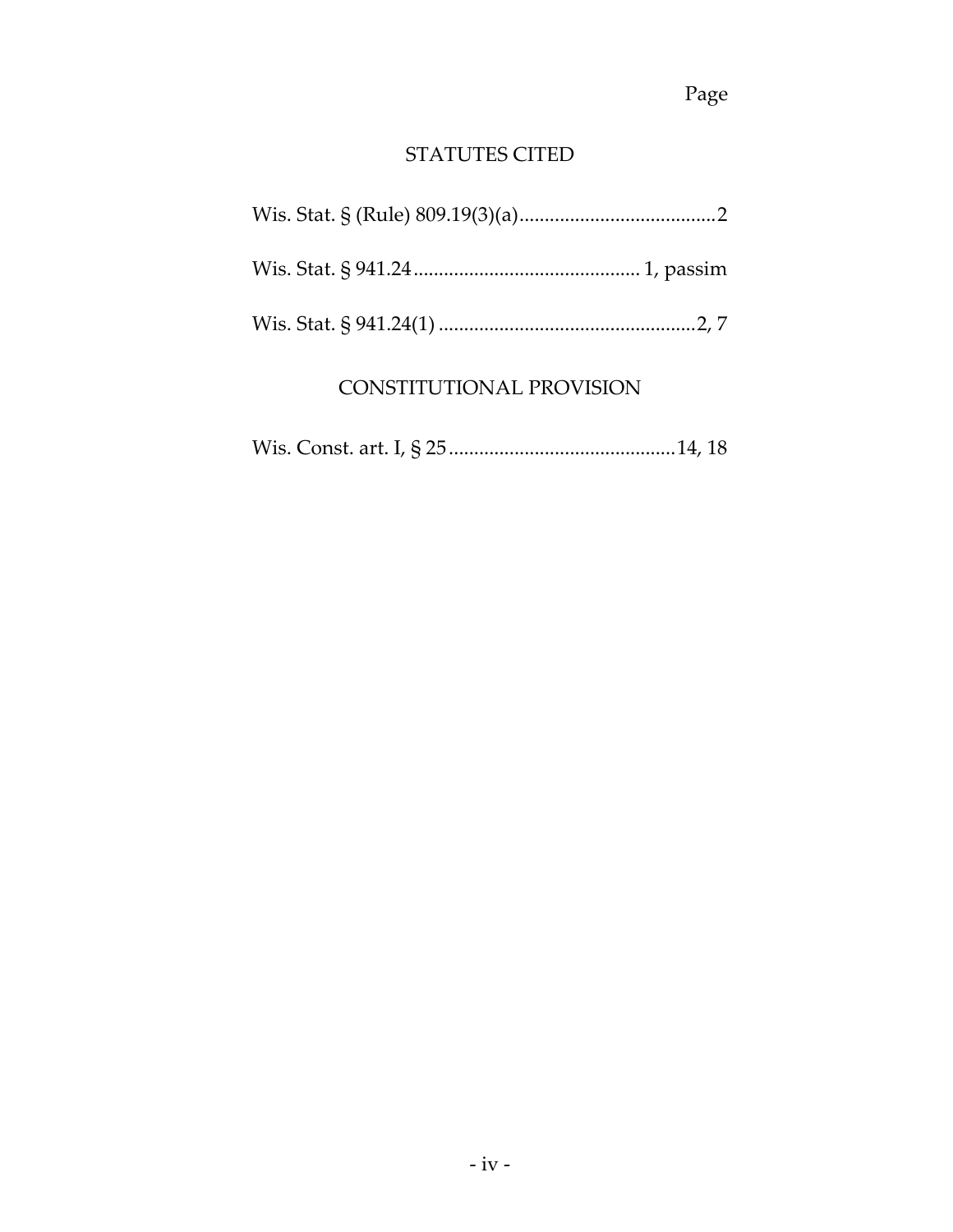Page

## STATUTES CITED

Wis. Stat. § (Rule) 809.19(3)(a) .......................................2

Wis. Stat. § 941.24 ............................................. 1, passim

Wis. Stat. § 941.24(1) ...................................................2, 7

## CONSTITUTIONAL PROVISION

Wis. Const. art. I, § 25 .............................................14, 18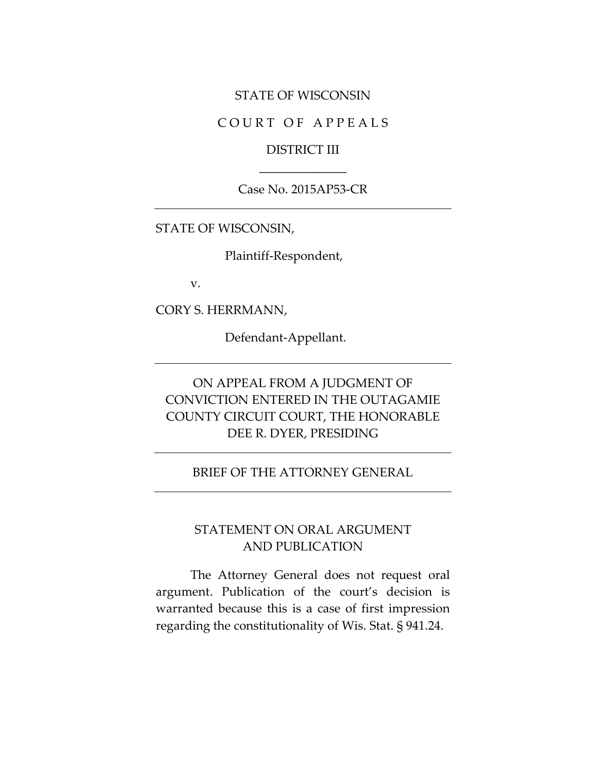STATE OF WISCONSIN

C O U R T O F A P P E A L S

DISTRICT III

\_\_\_\_\_\_\_\_\_\_\_\_\_\_

Case No. 2015AP53-CR

---

STATE OF WISCONSIN,

Plaintiff-Respondent,

v.

CORY S. HERRMANN,

Defendant-Appellant.

---

ON APPEAL FROM A JUDGMENT OF CONVICTION ENTERED IN THE OUTAGAMIE COUNTY CIRCUIT COURT, THE HONORABLE DEE R. DYER, PRESIDING

---

BRIEF OF THE ATTORNEY GENERAL

---

## STATEMENT ON ORAL ARGUMENT AND PUBLICATION

The Attorney General does not request oral argument. Publication of the court's decision is warranted because this is a case of first impression regarding the constitutionality of Wis. Stat. § 941.24.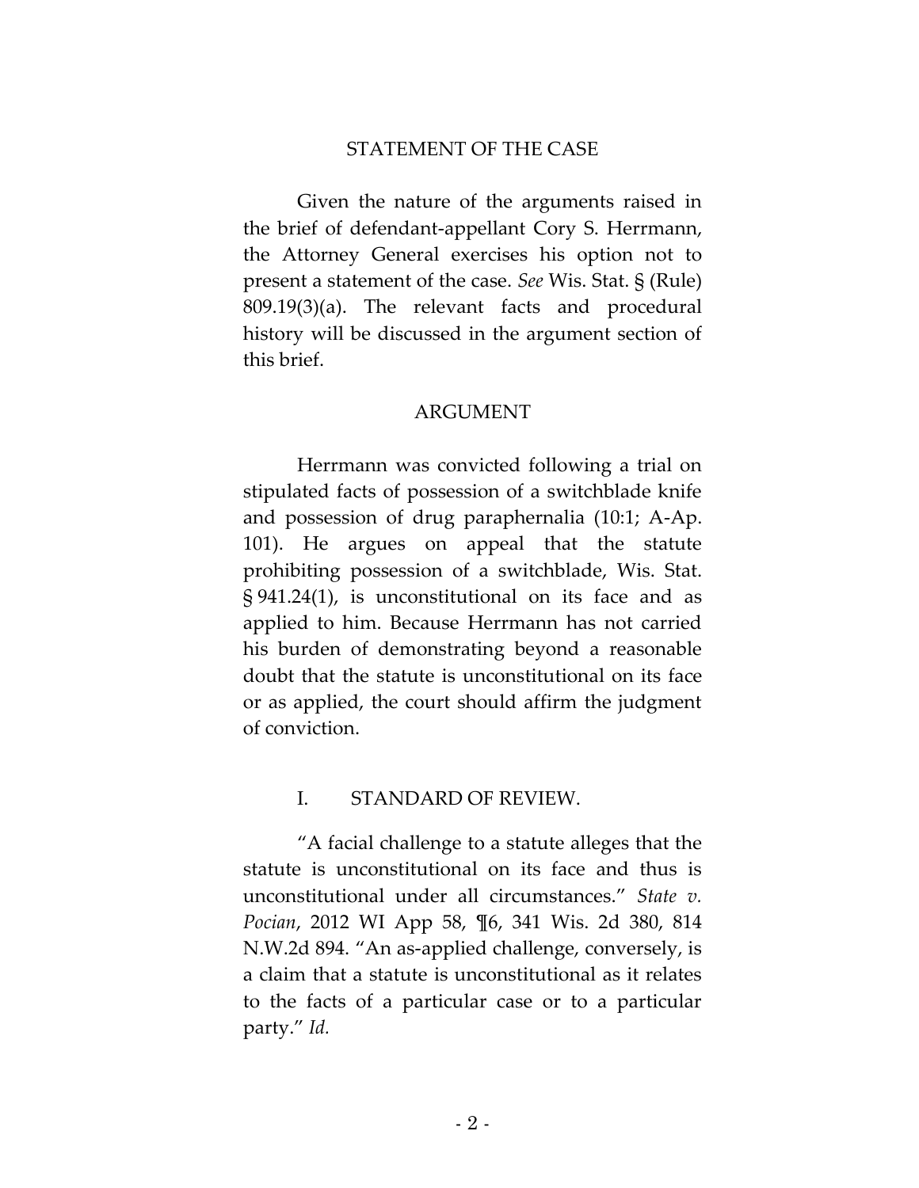## STATEMENT OF THE CASE

Given the nature of the arguments raised in the brief of defendant-appellant Cory S. Herrmann, the Attorney General exercises his option not to present a statement of the case. *See* Wis. Stat. § (Rule) 809.19(3)(a). The relevant facts and procedural history will be discussed in the argument section of this brief.

## ARGUMENT

Herrmann was convicted following a trial on stipulated facts of possession of a switchblade knife and possession of drug paraphernalia (10:1; A-Ap. 101). He argues on appeal that the statute prohibiting possession of a switchblade, Wis. Stat. § 941.24(1), is unconstitutional on its face and as applied to him. Because Herrmann has not carried his burden of demonstrating beyond a reasonable doubt that the statute is unconstitutional on its face or as applied, the court should affirm the judgment of conviction.

### I. STANDARD OF REVIEW.

"A facial challenge to a statute alleges that the statute is unconstitutional on its face and thus is unconstitutional under all circumstances." *State v. Pocian*, 2012 WI App 58, ¶6, 341 Wis. 2d 380, 814 N.W.2d 894. "An as-applied challenge, conversely, is a claim that a statute is unconstitutional as it relates to the facts of a particular case or to a particular party." *Id.*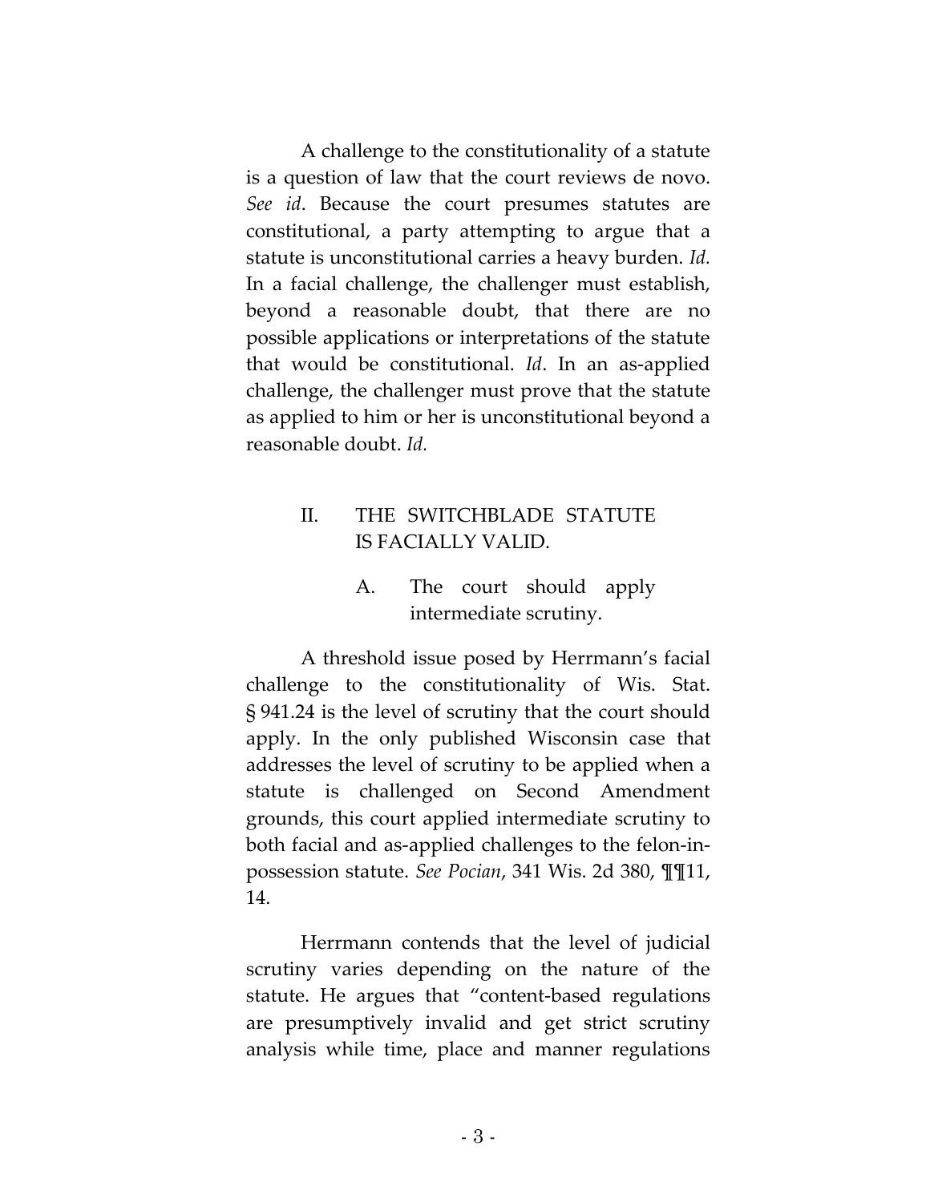A challenge to the constitutionality of a statute is a question of law that the court reviews de novo. *See id*. Because the court presumes statutes are constitutional, a party attempting to argue that a statute is unconstitutional carries a heavy burden. *Id.* In a facial challenge, the challenger must establish, beyond a reasonable doubt, that there are no possible applications or interpretations of the statute that would be constitutional. *Id*. In an as-applied challenge, the challenger must prove that the statute as applied to him or her is unconstitutional beyond a reasonable doubt. *Id.*

## II. THE SWITCHBLADE STATUTE IS FACIALLY VALID.

### A. The court should apply intermediate scrutiny.

A threshold issue posed by Herrmann's facial challenge to the constitutionality of Wis. Stat. § 941.24 is the level of scrutiny that the court should apply. In the only published Wisconsin case that addresses the level of scrutiny to be applied when a statute is challenged on Second Amendment grounds, this court applied intermediate scrutiny to both facial and as-applied challenges to the felon-in-possession statute. *See Pocian*, 341 Wis. 2d 380, ¶¶11, 14.

Herrmann contends that the level of judicial scrutiny varies depending on the nature of the statute. He argues that "content-based regulations are presumptively invalid and get strict scrutiny analysis while time, place and manner regulations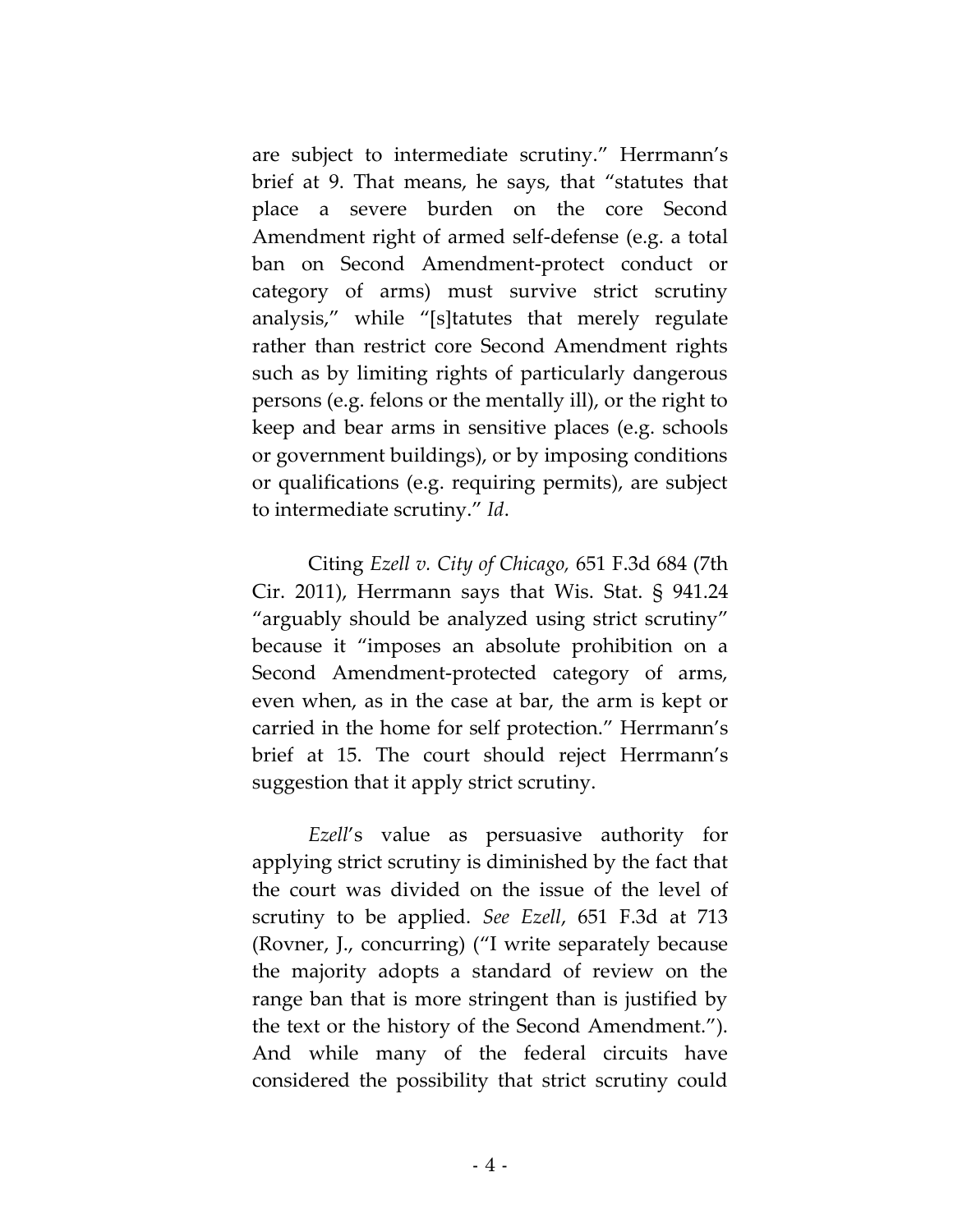are subject to intermediate scrutiny." Herrmann's brief at 9. That means, he says, that "statutes that place a severe burden on the core Second Amendment right of armed self-defense (e.g. a total ban on Second Amendment-protect conduct or category of arms) must survive strict scrutiny analysis," while "[s]tatutes that merely regulate rather than restrict core Second Amendment rights such as by limiting rights of particularly dangerous persons (e.g. felons or the mentally ill), or the right to keep and bear arms in sensitive places (e.g. schools or government buildings), or by imposing conditions or qualifications (e.g. requiring permits), are subject to intermediate scrutiny." *Id*.

Citing *Ezell v. City of Chicago,* 651 F.3d 684 (7th Cir. 2011), Herrmann says that Wis. Stat. § 941.24 "arguably should be analyzed using strict scrutiny" because it "imposes an absolute prohibition on a Second Amendment-protected category of arms, even when, as in the case at bar, the arm is kept or carried in the home for self protection." Herrmann's brief at 15. The court should reject Herrmann's suggestion that it apply strict scrutiny.

*Ezell*'s value as persuasive authority for applying strict scrutiny is diminished by the fact that the court was divided on the issue of the level of scrutiny to be applied. *See Ezell*, 651 F.3d at 713 (Rovner, J., concurring) ("I write separately because the majority adopts a standard of review on the range ban that is more stringent than is justified by the text or the history of the Second Amendment."). And while many of the federal circuits have considered the possibility that strict scrutiny could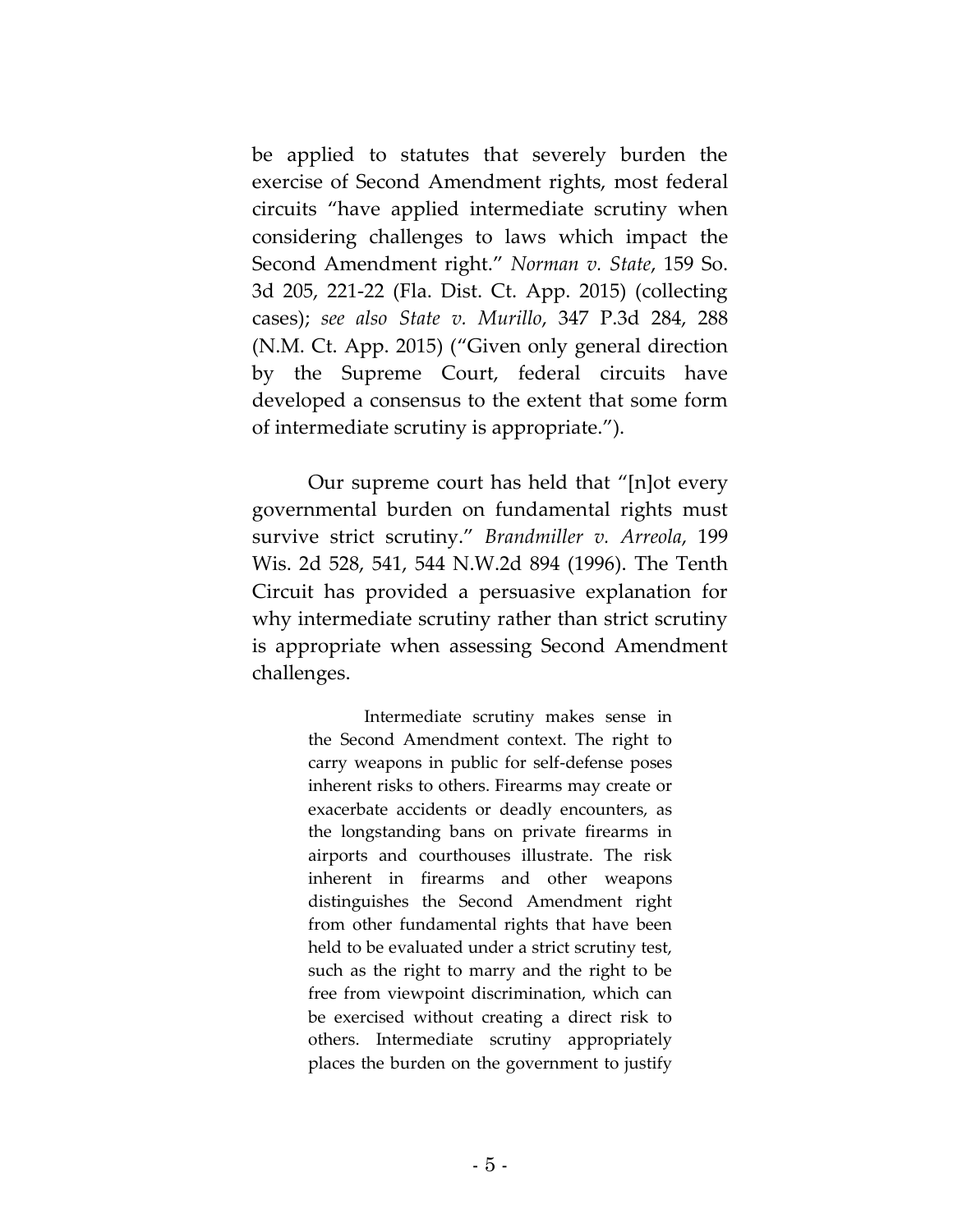be applied to statutes that severely burden the exercise of Second Amendment rights, most federal circuits "have applied intermediate scrutiny when considering challenges to laws which impact the Second Amendment right." *Norman v. State*, 159 So. 3d 205, 221-22 (Fla. Dist. Ct. App. 2015) (collecting cases); *see also State v. Murillo*, 347 P.3d 284, 288 (N.M. Ct. App. 2015) ("Given only general direction by the Supreme Court, federal circuits have developed a consensus to the extent that some form of intermediate scrutiny is appropriate.").

Our supreme court has held that "[n]ot every governmental burden on fundamental rights must survive strict scrutiny." *Brandmiller v. Arreola*, 199 Wis. 2d 528, 541, 544 N.W.2d 894 (1996). The Tenth Circuit has provided a persuasive explanation for why intermediate scrutiny rather than strict scrutiny is appropriate when assessing Second Amendment challenges.

> Intermediate scrutiny makes sense in the Second Amendment context. The right to carry weapons in public for self-defense poses inherent risks to others. Firearms may create or exacerbate accidents or deadly encounters, as the longstanding bans on private firearms in airports and courthouses illustrate. The risk inherent in firearms and other weapons distinguishes the Second Amendment right from other fundamental rights that have been held to be evaluated under a strict scrutiny test, such as the right to marry and the right to be free from viewpoint discrimination, which can be exercised without creating a direct risk to others. Intermediate scrutiny appropriately places the burden on the government to justify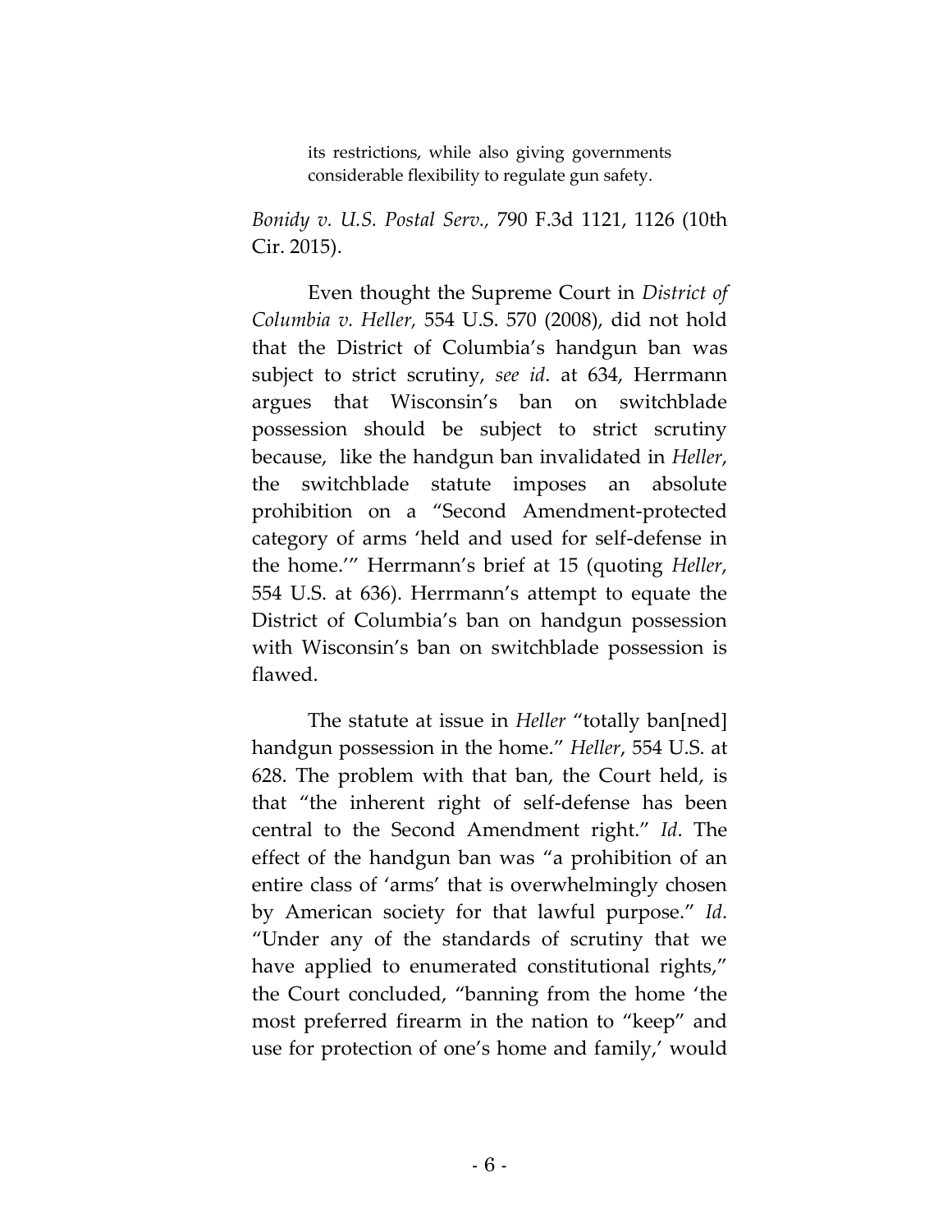> its restrictions, while also giving governments considerable flexibility to regulate gun safety.

*Bonidy v. U.S. Postal Serv.,* 790 F.3d 1121, 1126 (10th Cir. 2015).

Even thought the Supreme Court in *District of Columbia v. Heller,* 554 U.S. 570 (2008), did not hold that the District of Columbia's handgun ban was subject to strict scrutiny, *see id.* at 634, Herrmann argues that Wisconsin's ban on switchblade possession should be subject to strict scrutiny because, like the handgun ban invalidated in *Heller*, the switchblade statute imposes an absolute prohibition on a "Second Amendment-protected category of arms 'held and used for self-defense in the home.'" Herrmann's brief at 15 (quoting *Heller*, 554 U.S. at 636). Herrmann's attempt to equate the District of Columbia's ban on handgun possession with Wisconsin's ban on switchblade possession is flawed.

The statute at issue in *Heller* "totally ban[ned] handgun possession in the home." *Heller*, 554 U.S. at 628. The problem with that ban, the Court held, is that "the inherent right of self-defense has been central to the Second Amendment right." *Id*. The effect of the handgun ban was "a prohibition of an entire class of 'arms' that is overwhelmingly chosen by American society for that lawful purpose." *Id*. "Under any of the standards of scrutiny that we have applied to enumerated constitutional rights," the Court concluded, "banning from the home 'the most preferred firearm in the nation to "keep" and use for protection of one's home and family,' would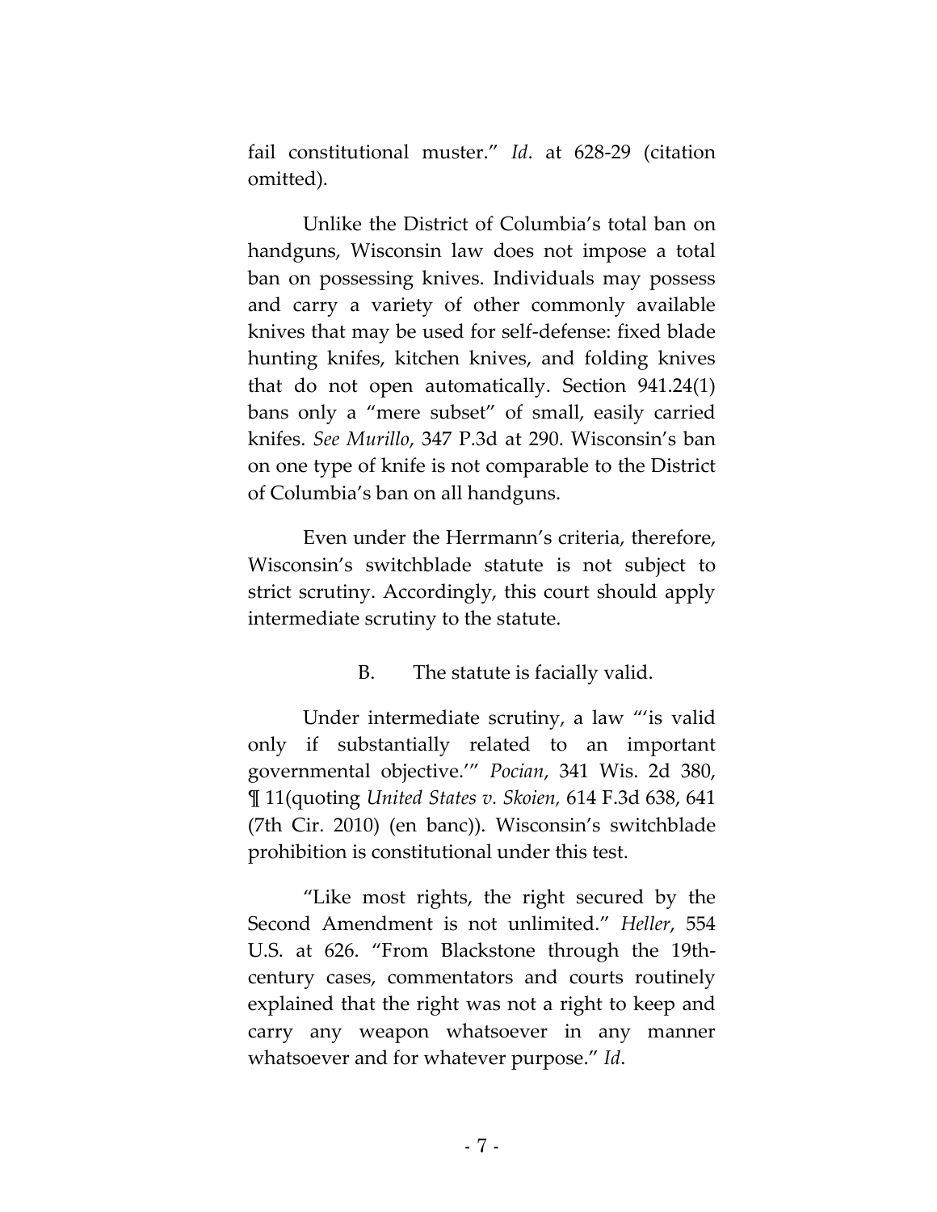fail constitutional muster." *Id*. at 628-29 (citation omitted).

Unlike the District of Columbia's total ban on handguns, Wisconsin law does not impose a total ban on possessing knives. Individuals may possess and carry a variety of other commonly available knives that may be used for self-defense: fixed blade hunting knifes, kitchen knives, and folding knives that do not open automatically. Section 941.24(1) bans only a "mere subset" of small, easily carried knifes. *See Murillo*, 347 P.3d at 290. Wisconsin's ban on one type of knife is not comparable to the District of Columbia's ban on all handguns.

Even under the Herrmann's criteria, therefore, Wisconsin's switchblade statute is not subject to strict scrutiny. Accordingly, this court should apply intermediate scrutiny to the statute.

### B. The statute is facially valid.

Under intermediate scrutiny, a law "'is valid only if substantially related to an important governmental objective.'" *Pocian*, 341 Wis. 2d 380, ¶ 11(quoting *United States v. Skoien*, 614 F.3d 638, 641 (7th Cir. 2010) (en banc)). Wisconsin's switchblade prohibition is constitutional under this test.

"Like most rights, the right secured by the Second Amendment is not unlimited." *Heller*, 554 U.S. at 626. "From Blackstone through the 19th-century cases, commentators and courts routinely explained that the right was not a right to keep and carry any weapon whatsoever in any manner whatsoever and for whatever purpose." *Id*.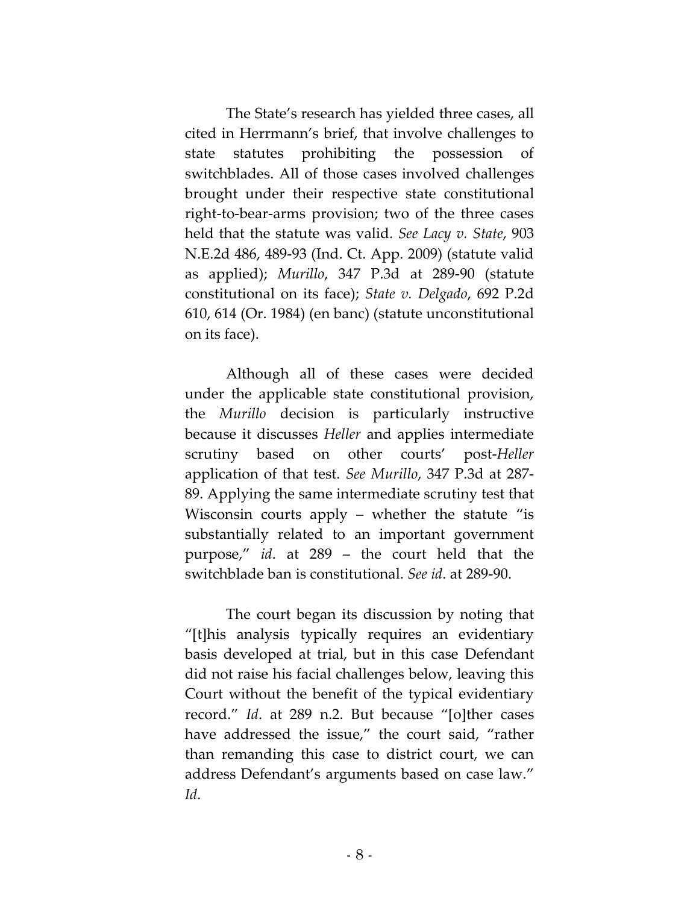The State's research has yielded three cases, all cited in Herrmann's brief, that involve challenges to state statutes prohibiting the possession of switchblades. All of those cases involved challenges brought under their respective state constitutional right-to-bear-arms provision; two of the three cases held that the statute was valid. *See Lacy v. State*, 903 N.E.2d 486, 489-93 (Ind. Ct. App. 2009) (statute valid as applied); *Murillo*, 347 P.3d at 289-90 (statute constitutional on its face); *State v. Delgado*, 692 P.2d 610, 614 (Or. 1984) (en banc) (statute unconstitutional on its face).

Although all of these cases were decided under the applicable state constitutional provision, the *Murillo* decision is particularly instructive because it discusses *Heller* and applies intermediate scrutiny based on other courts' post-*Heller* application of that test. *See Murillo*, 347 P.3d at 287-89. Applying the same intermediate scrutiny test that Wisconsin courts apply – whether the statute "is substantially related to an important government purpose," *id*. at 289 – the court held that the switchblade ban is constitutional. *See id*. at 289-90.

The court began its discussion by noting that "[t]his analysis typically requires an evidentiary basis developed at trial, but in this case Defendant did not raise his facial challenges below, leaving this Court without the benefit of the typical evidentiary record." *Id*. at 289 n.2. But because "[o]ther cases have addressed the issue," the court said, "rather than remanding this case to district court, we can address Defendant's arguments based on case law." *Id*.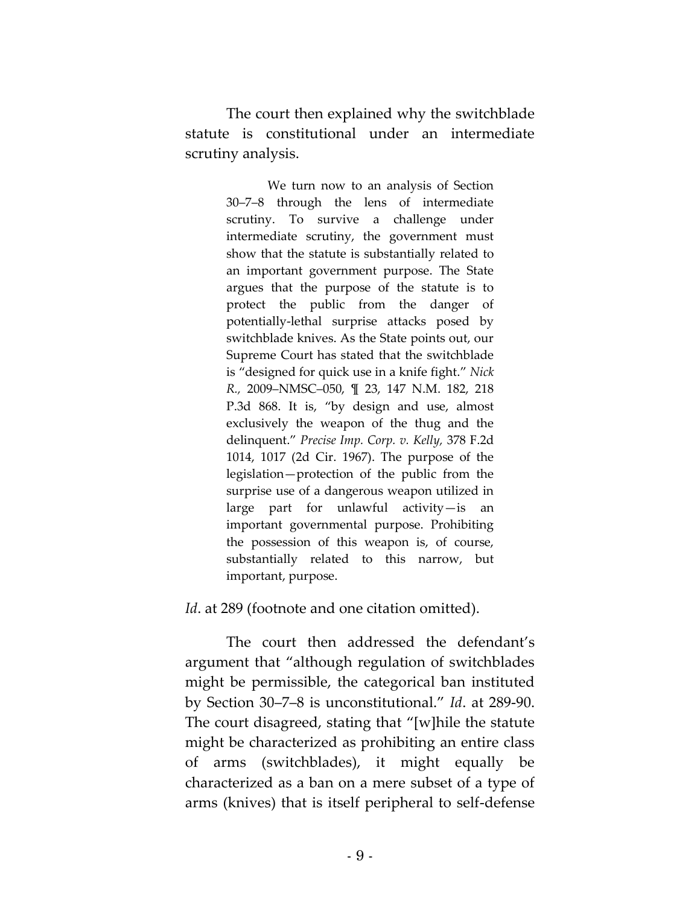The court then explained why the switchblade statute is constitutional under an intermediate scrutiny analysis.

> We turn now to an analysis of Section 30–7–8 through the lens of intermediate scrutiny. To survive a challenge under intermediate scrutiny, the government must show that the statute is substantially related to an important government purpose. The State argues that the purpose of the statute is to protect the public from the danger of potentially-lethal surprise attacks posed by switchblade knives. As the State points out, our Supreme Court has stated that the switchblade is "designed for quick use in a knife fight." *Nick R.,* 2009–NMSC–050, ¶ 23, 147 N.M. 182, 218 P.3d 868. It is, "by design and use, almost exclusively the weapon of the thug and the delinquent." *Precise Imp. Corp. v. Kelly,* 378 F.2d 1014, 1017 (2d Cir. 1967). The purpose of the legislation—protection of the public from the surprise use of a dangerous weapon utilized in large part for unlawful activity—is an important governmental purpose. Prohibiting the possession of this weapon is, of course, substantially related to this narrow, but important, purpose.

*Id*. at 289 (footnote and one citation omitted).

The court then addressed the defendant's argument that "although regulation of switchblades might be permissible, the categorical ban instituted by Section 30–7–8 is unconstitutional." *Id*. at 289-90. The court disagreed, stating that "[w]hile the statute might be characterized as prohibiting an entire class of arms (switchblades), it might equally be characterized as a ban on a mere subset of a type of arms (knives) that is itself peripheral to self-defense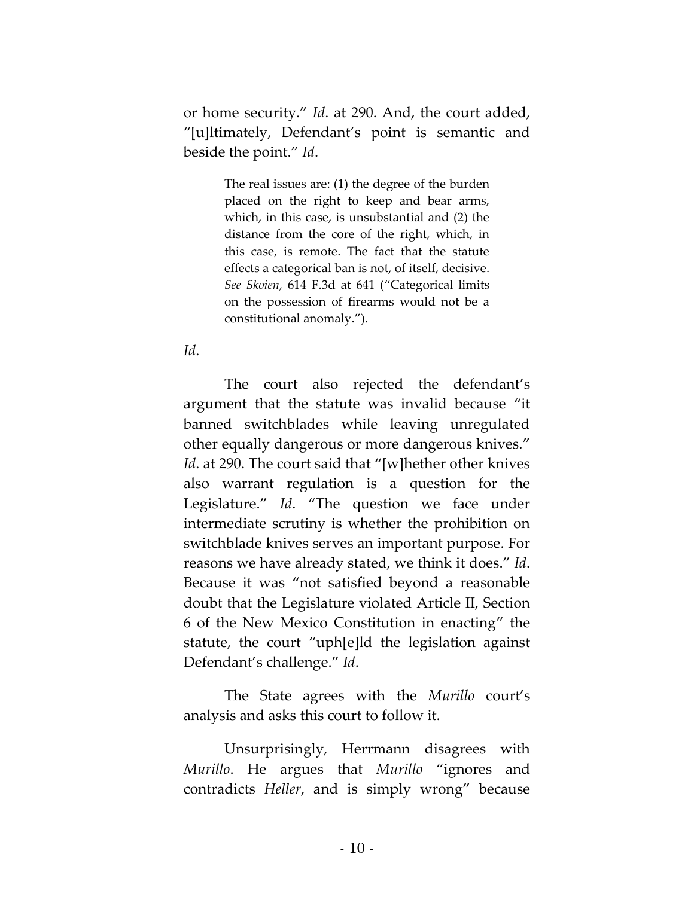or home security." *Id*. at 290. And, the court added, "[u]ltimately, Defendant's point is semantic and beside the point." *Id*.

> The real issues are: (1) the degree of the burden placed on the right to keep and bear arms, which, in this case, is unsubstantial and (2) the distance from the core of the right, which, in this case, is remote. The fact that the statute effects a categorical ban is not, of itself, decisive. *See Skoien,* 614 F.3d at 641 ("Categorical limits on the possession of firearms would not be a constitutional anomaly.").

*Id*.

The court also rejected the defendant's argument that the statute was invalid because "it banned switchblades while leaving unregulated other equally dangerous or more dangerous knives." *Id*. at 290. The court said that "[w]hether other knives also warrant regulation is a question for the Legislature." *Id*. "The question we face under intermediate scrutiny is whether the prohibition on switchblade knives serves an important purpose. For reasons we have already stated, we think it does." *Id*. Because it was "not satisfied beyond a reasonable doubt that the Legislature violated Article II, Section 6 of the New Mexico Constitution in enacting" the statute, the court "uph[e]ld the legislation against Defendant's challenge." *Id*.

The State agrees with the *Murillo* court's analysis and asks this court to follow it.

Unsurprisingly, Herrmann disagrees with *Murillo*. He argues that *Murillo* "ignores and contradicts *Heller*, and is simply wrong" because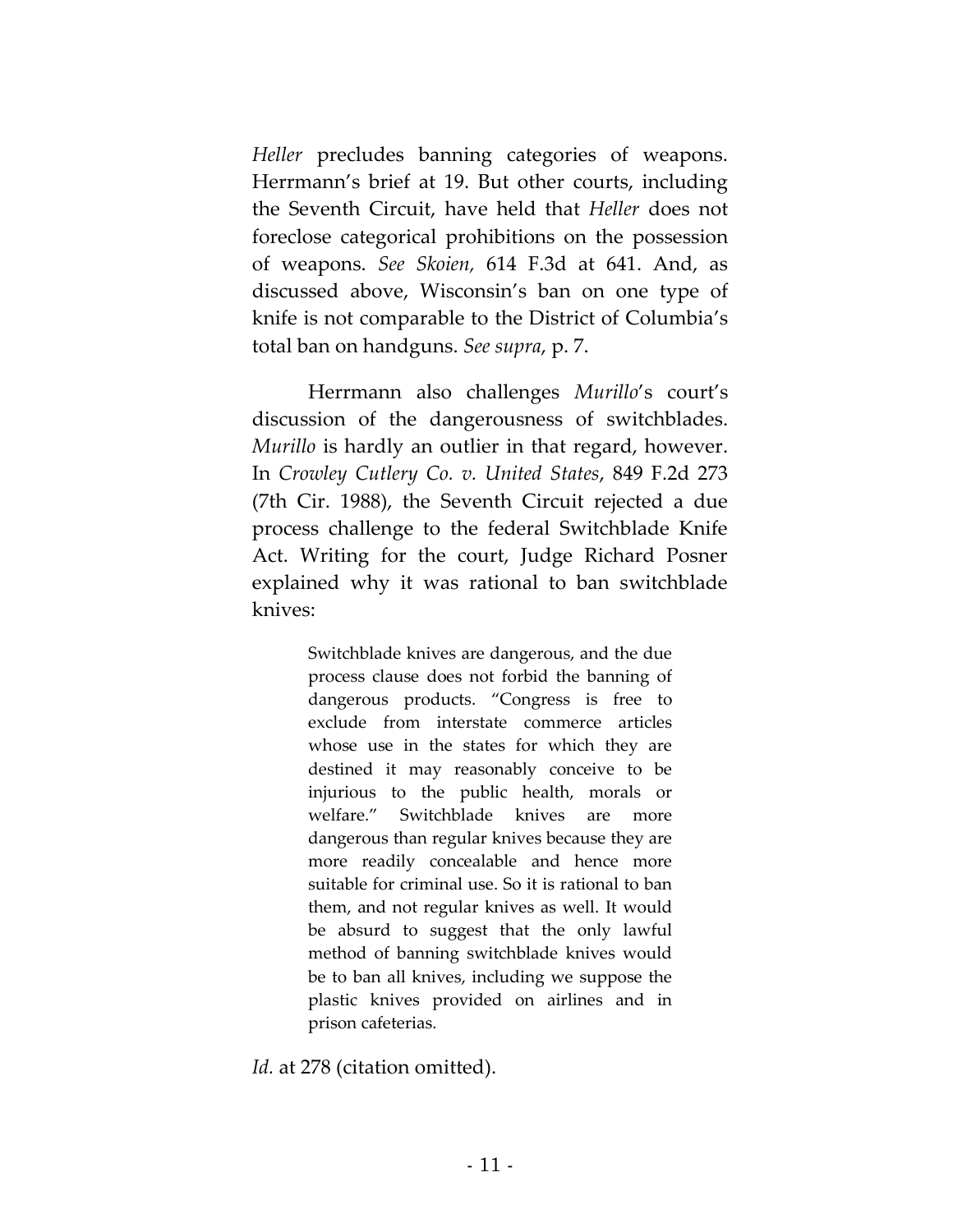*Heller* precludes banning categories of weapons. Herrmann's brief at 19. But other courts, including the Seventh Circuit, have held that *Heller* does not foreclose categorical prohibitions on the possession of weapons. *See Skoien,* 614 F.3d at 641. And, as discussed above, Wisconsin's ban on one type of knife is not comparable to the District of Columbia's total ban on handguns. *See supra*, p. 7.

Herrmann also challenges *Murillo*'s court's discussion of the dangerousness of switchblades. *Murillo* is hardly an outlier in that regard, however. In *Crowley Cutlery Co. v. United States*, 849 F.2d 273 (7th Cir. 1988), the Seventh Circuit rejected a due process challenge to the federal Switchblade Knife Act. Writing for the court, Judge Richard Posner explained why it was rational to ban switchblade knives:

> Switchblade knives are dangerous, and the due process clause does not forbid the banning of dangerous products. "Congress is free to exclude from interstate commerce articles whose use in the states for which they are destined it may reasonably conceive to be injurious to the public health, morals or welfare." Switchblade knives are more dangerous than regular knives because they are more readily concealable and hence more suitable for criminal use. So it is rational to ban them, and not regular knives as well. It would be absurd to suggest that the only lawful method of banning switchblade knives would be to ban all knives, including we suppose the plastic knives provided on airlines and in prison cafeterias.

*Id.* at 278 (citation omitted).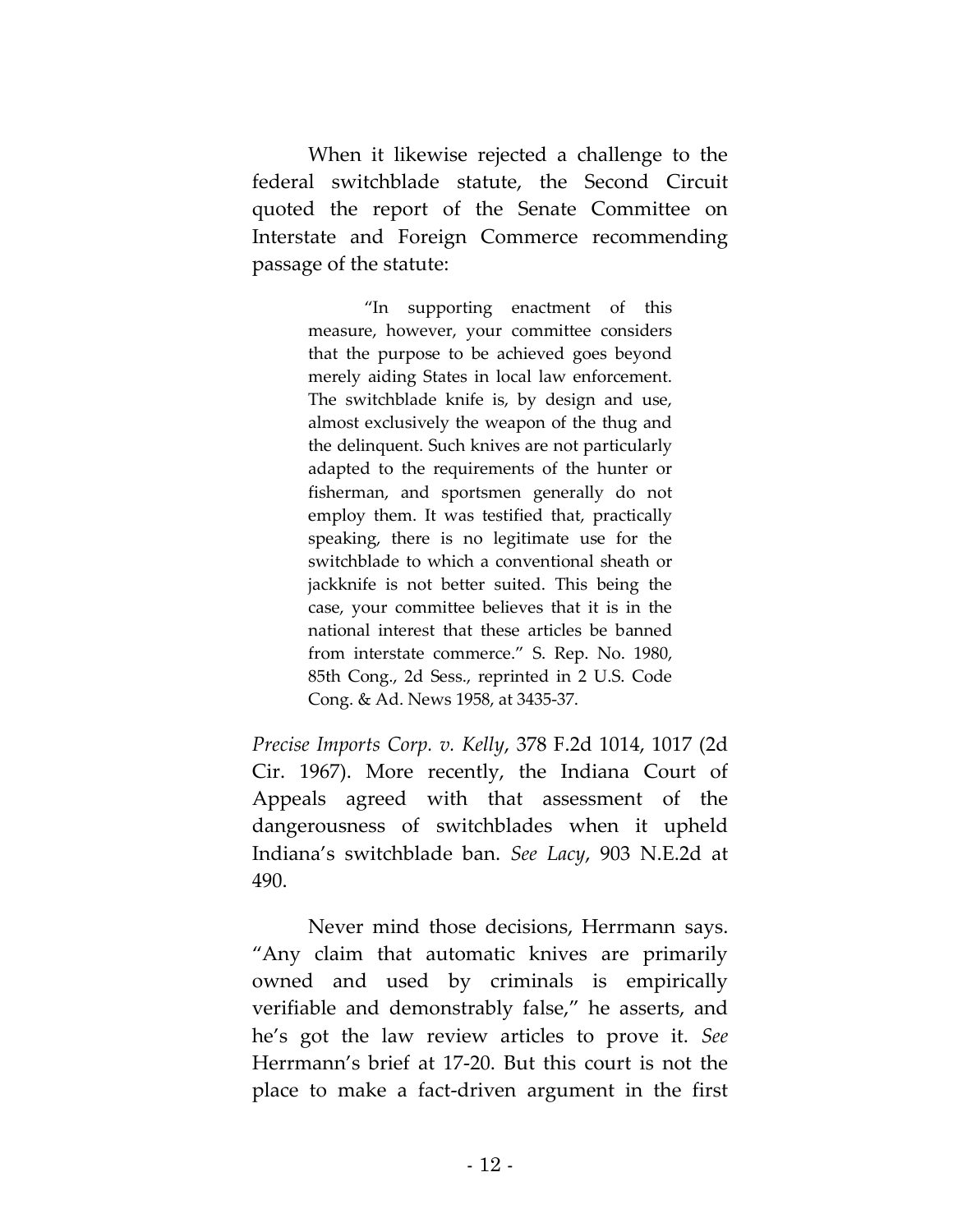When it likewise rejected a challenge to the federal switchblade statute, the Second Circuit quoted the report of the Senate Committee on Interstate and Foreign Commerce recommending passage of the statute:

> "In supporting enactment of this measure, however, your committee considers that the purpose to be achieved goes beyond merely aiding States in local law enforcement. The switchblade knife is, by design and use, almost exclusively the weapon of the thug and the delinquent. Such knives are not particularly adapted to the requirements of the hunter or fisherman, and sportsmen generally do not employ them. It was testified that, practically speaking, there is no legitimate use for the switchblade to which a conventional sheath or jackknife is not better suited. This being the case, your committee believes that it is in the national interest that these articles be banned from interstate commerce." S. Rep. No. 1980, 85th Cong., 2d Sess., reprinted in 2 U.S. Code Cong. & Ad. News 1958, at 3435-37.

*Precise Imports Corp. v. Kelly*, 378 F.2d 1014, 1017 (2d Cir. 1967). More recently, the Indiana Court of Appeals agreed with that assessment of the dangerousness of switchblades when it upheld Indiana's switchblade ban. *See Lacy*, 903 N.E.2d at 490.

Never mind those decisions, Herrmann says. "Any claim that automatic knives are primarily owned and used by criminals is empirically verifiable and demonstrably false," he asserts, and he's got the law review articles to prove it. *See* Herrmann's brief at 17-20. But this court is not the place to make a fact-driven argument in the first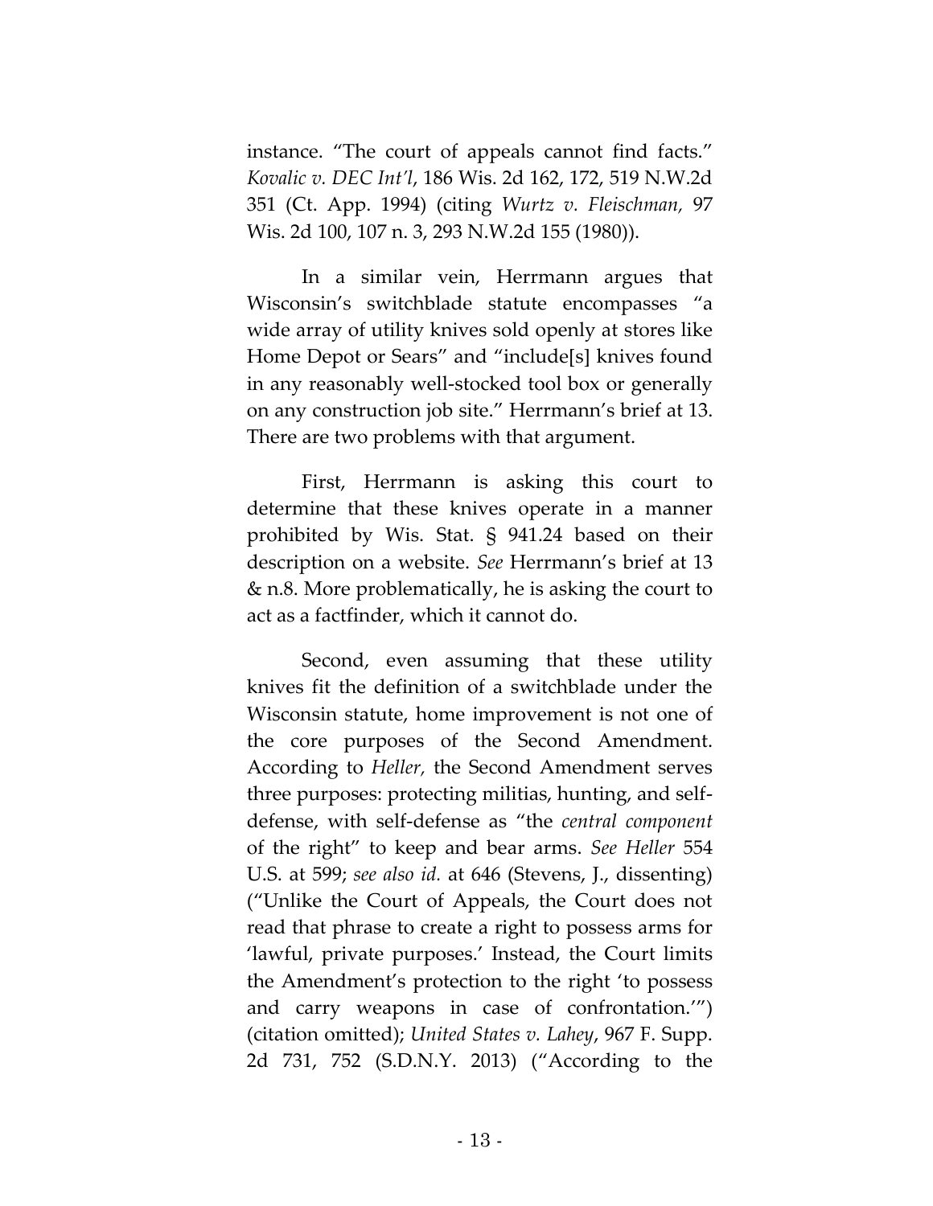instance. "The court of appeals cannot find facts." *Kovalic v. DEC Int'l*, 186 Wis. 2d 162, 172, 519 N.W.2d 351 (Ct. App. 1994) (citing *Wurtz v. Fleischman,* 97 Wis. 2d 100, 107 n. 3, 293 N.W.2d 155 (1980)).

In a similar vein, Herrmann argues that Wisconsin's switchblade statute encompasses "a wide array of utility knives sold openly at stores like Home Depot or Sears" and "include[s] knives found in any reasonably well-stocked tool box or generally on any construction job site." Herrmann's brief at 13. There are two problems with that argument.

First, Herrmann is asking this court to determine that these knives operate in a manner prohibited by Wis. Stat. § 941.24 based on their description on a website. *See* Herrmann's brief at 13 & n.8. More problematically, he is asking the court to act as a factfinder, which it cannot do.

Second, even assuming that these utility knives fit the definition of a switchblade under the Wisconsin statute, home improvement is not one of the core purposes of the Second Amendment. According to *Heller,* the Second Amendment serves three purposes: protecting militias, hunting, and self-defense, with self-defense as "the *central component* of the right" to keep and bear arms. *See Heller* 554 U.S. at 599; *see also id.* at 646 (Stevens, J., dissenting) ("Unlike the Court of Appeals, the Court does not read that phrase to create a right to possess arms for 'lawful, private purposes.' Instead, the Court limits the Amendment's protection to the right 'to possess and carry weapons in case of confrontation.'") (citation omitted); *United States v. Lahey*, 967 F. Supp. 2d 731, 752 (S.D.N.Y. 2013) ("According to the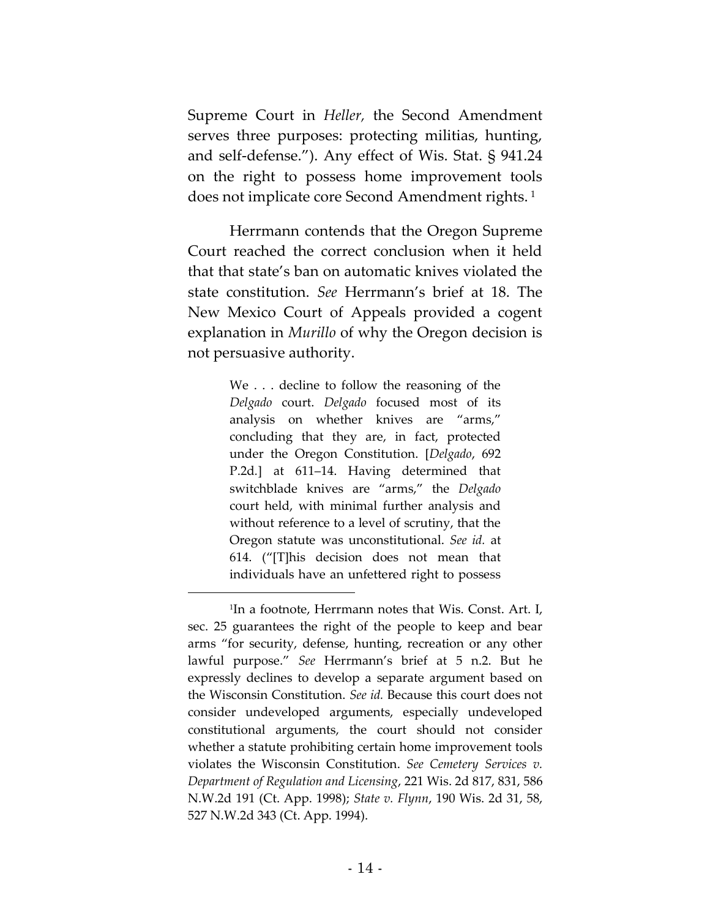Supreme Court in *Heller*, the Second Amendment serves three purposes: protecting militias, hunting, and self-defense."). Any effect of Wis. Stat. § 941.24 on the right to possess home improvement tools does not implicate core Second Amendment rights.[1]

Herrmann contends that the Oregon Supreme Court reached the correct conclusion when it held that that state's ban on automatic knives violated the state constitution. *See* Herrmann's brief at 18. The New Mexico Court of Appeals provided a cogent explanation in *Murillo* of why the Oregon decision is not persuasive authority.

> We . . . decline to follow the reasoning of the *Delgado* court. *Delgado* focused most of its analysis on whether knives are "arms," concluding that they are, in fact, protected under the Oregon Constitution. [*Delgado*, 692 P.2d.] at 611–14. Having determined that switchblade knives are "arms," the *Delgado* court held, with minimal further analysis and without reference to a level of scrutiny, that the Oregon statute was unconstitutional. *See id.* at 614. ("[T]his decision does not mean that individuals have an unfettered right to possess

---

[1]In a footnote, Herrmann notes that Wis. Const. Art. I, sec. 25 guarantees the right of the people to keep and bear arms "for security, defense, hunting, recreation or any other lawful purpose." *See* Herrmann's brief at 5 n.2. But he expressly declines to develop a separate argument based on the Wisconsin Constitution. *See id.* Because this court does not consider undeveloped arguments, especially undeveloped constitutional arguments, the court should not consider whether a statute prohibiting certain home improvement tools violates the Wisconsin Constitution. *See Cemetery Services v. Department of Regulation and Licensing*, 221 Wis. 2d 817, 831, 586 N.W.2d 191 (Ct. App. 1998); *State v. Flynn*, 190 Wis. 2d 31, 58, 527 N.W.2d 343 (Ct. App. 1994).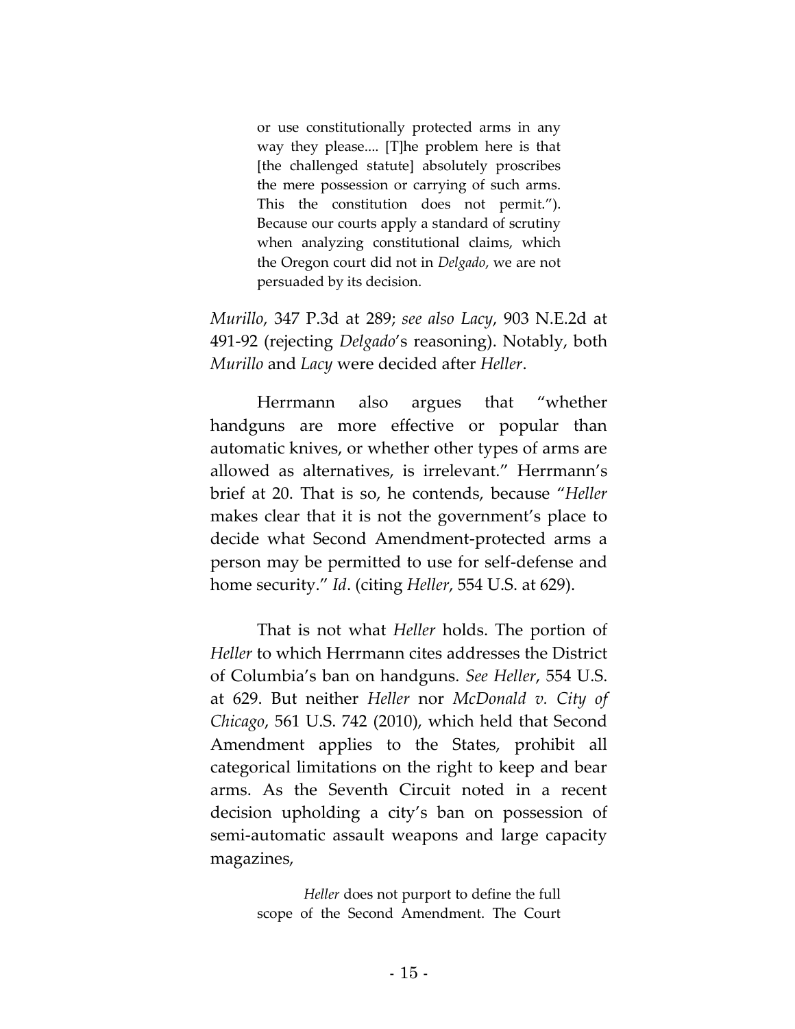> or use constitutionally protected arms in any way they please.... [T]he problem here is that [the challenged statute] absolutely proscribes the mere possession or carrying of such arms. This the constitution does not permit."). Because our courts apply a standard of scrutiny when analyzing constitutional claims, which the Oregon court did not in *Delgado*, we are not persuaded by its decision.

*Murillo*, 347 P.3d at 289; *see also Lacy*, 903 N.E.2d at 491-92 (rejecting *Delgado*'s reasoning). Notably, both *Murillo* and *Lacy* were decided after *Heller*.

Herrmann also argues that "whether handguns are more effective or popular than automatic knives, or whether other types of arms are allowed as alternatives, is irrelevant." Herrmann's brief at 20. That is so, he contends, because "*Heller* makes clear that it is not the government's place to decide what Second Amendment-protected arms a person may be permitted to use for self-defense and home security." *Id*. (citing *Heller*, 554 U.S. at 629).

That is not what *Heller* holds. The portion of *Heller* to which Herrmann cites addresses the District of Columbia's ban on handguns. *See Heller*, 554 U.S. at 629. But neither *Heller* nor *McDonald v. City of Chicago*, 561 U.S. 742 (2010), which held that Second Amendment applies to the States, prohibit all categorical limitations on the right to keep and bear arms. As the Seventh Circuit noted in a recent decision upholding a city's ban on possession of semi-automatic assault weapons and large capacity magazines,

> *Heller* does not purport to define the full scope of the Second Amendment. The Court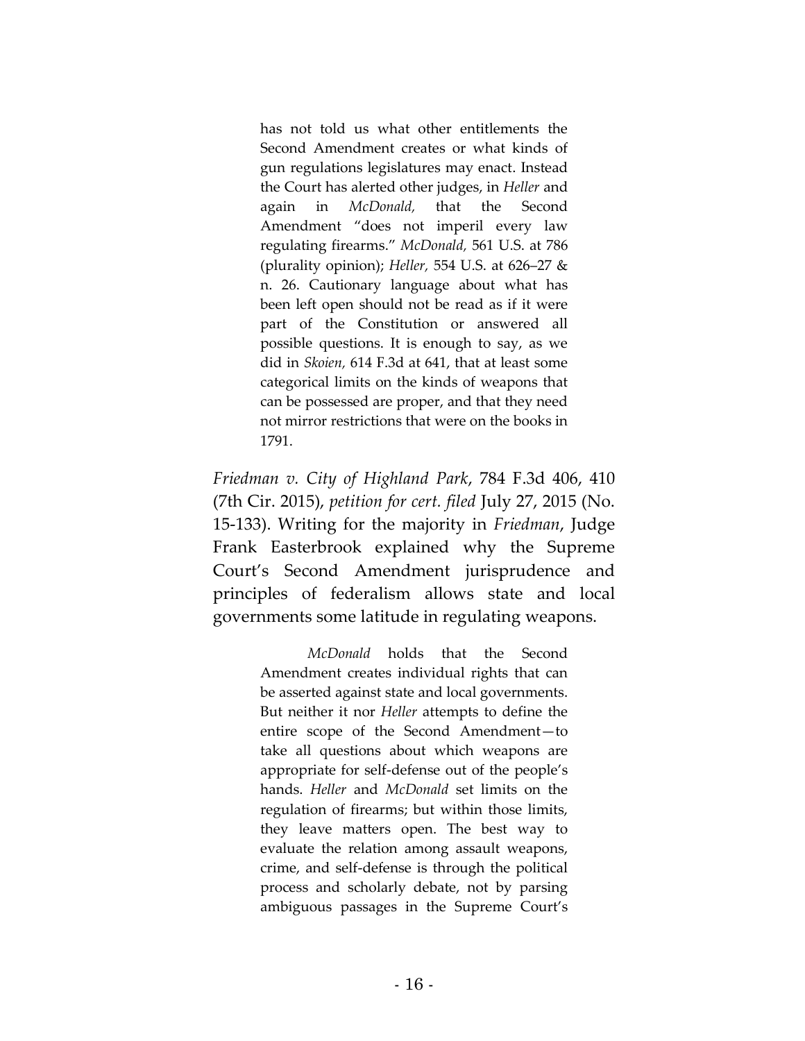> has not told us what other entitlements the Second Amendment creates or what kinds of gun regulations legislatures may enact. Instead the Court has alerted other judges, in *Heller* and again in *McDonald,* that the Second Amendment "does not imperil every law regulating firearms." *McDonald,* 561 U.S. at 786 (plurality opinion); *Heller,* 554 U.S. at 626–27 & n. 26. Cautionary language about what has been left open should not be read as if it were part of the Constitution or answered all possible questions. It is enough to say, as we did in *Skoien,* 614 F.3d at 641, that at least some categorical limits on the kinds of weapons that can be possessed are proper, and that they need not mirror restrictions that were on the books in 1791.

*Friedman v. City of Highland Park*, 784 F.3d 406, 410 (7th Cir. 2015), *petition for cert. filed* July 27, 2015 (No. 15-133). Writing for the majority in *Friedman*, Judge Frank Easterbrook explained why the Supreme Court's Second Amendment jurisprudence and principles of federalism allows state and local governments some latitude in regulating weapons.

> *McDonald* holds that the Second Amendment creates individual rights that can be asserted against state and local governments. But neither it nor *Heller* attempts to define the entire scope of the Second Amendment—to take all questions about which weapons are appropriate for self-defense out of the people's hands. *Heller* and *McDonald* set limits on the regulation of firearms; but within those limits, they leave matters open. The best way to evaluate the relation among assault weapons, crime, and self-defense is through the political process and scholarly debate, not by parsing ambiguous passages in the Supreme Court's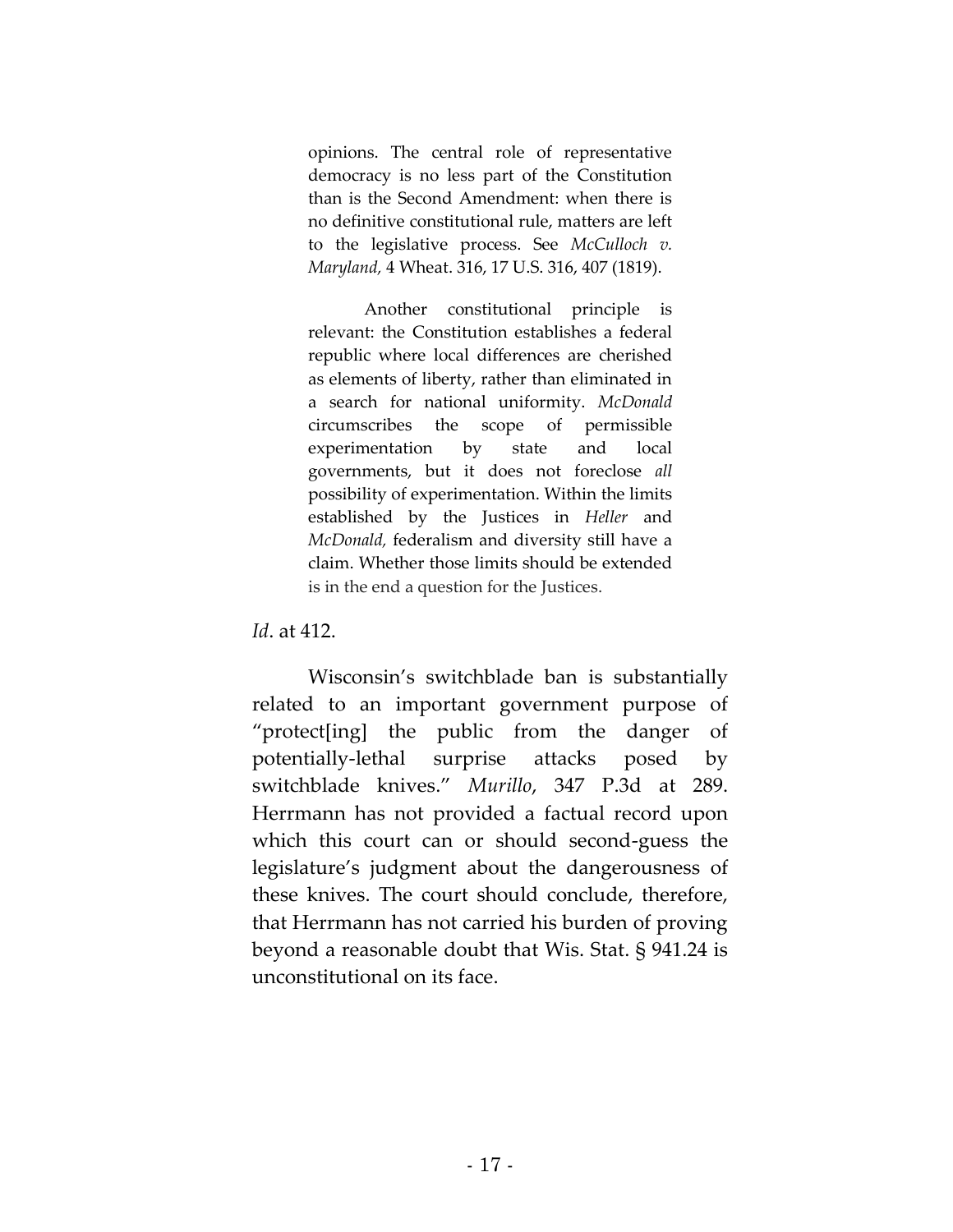> opinions. The central role of representative democracy is no less part of the Constitution than is the Second Amendment: when there is no definitive constitutional rule, matters are left to the legislative process. See *McCulloch v. Maryland,* 4 Wheat. 316, 17 U.S. 316, 407 (1819).
>
> Another constitutional principle is relevant: the Constitution establishes a federal republic where local differences are cherished as elements of liberty, rather than eliminated in a search for national uniformity. *McDonald* circumscribes the scope of permissible experimentation by state and local governments, but it does not foreclose *all* possibility of experimentation. Within the limits established by the Justices in *Heller* and *McDonald,* federalism and diversity still have a claim. Whether those limits should be extended is in the end a question for the Justices.

*Id*. at 412.

Wisconsin's switchblade ban is substantially related to an important government purpose of "protect[ing] the public from the danger of potentially-lethal surprise attacks posed by switchblade knives." *Murillo*, 347 P.3d at 289. Herrmann has not provided a factual record upon which this court can or should second-guess the legislature's judgment about the dangerousness of these knives. The court should conclude, therefore, that Herrmann has not carried his burden of proving beyond a reasonable doubt that Wis. Stat. § 941.24 is unconstitutional on its face.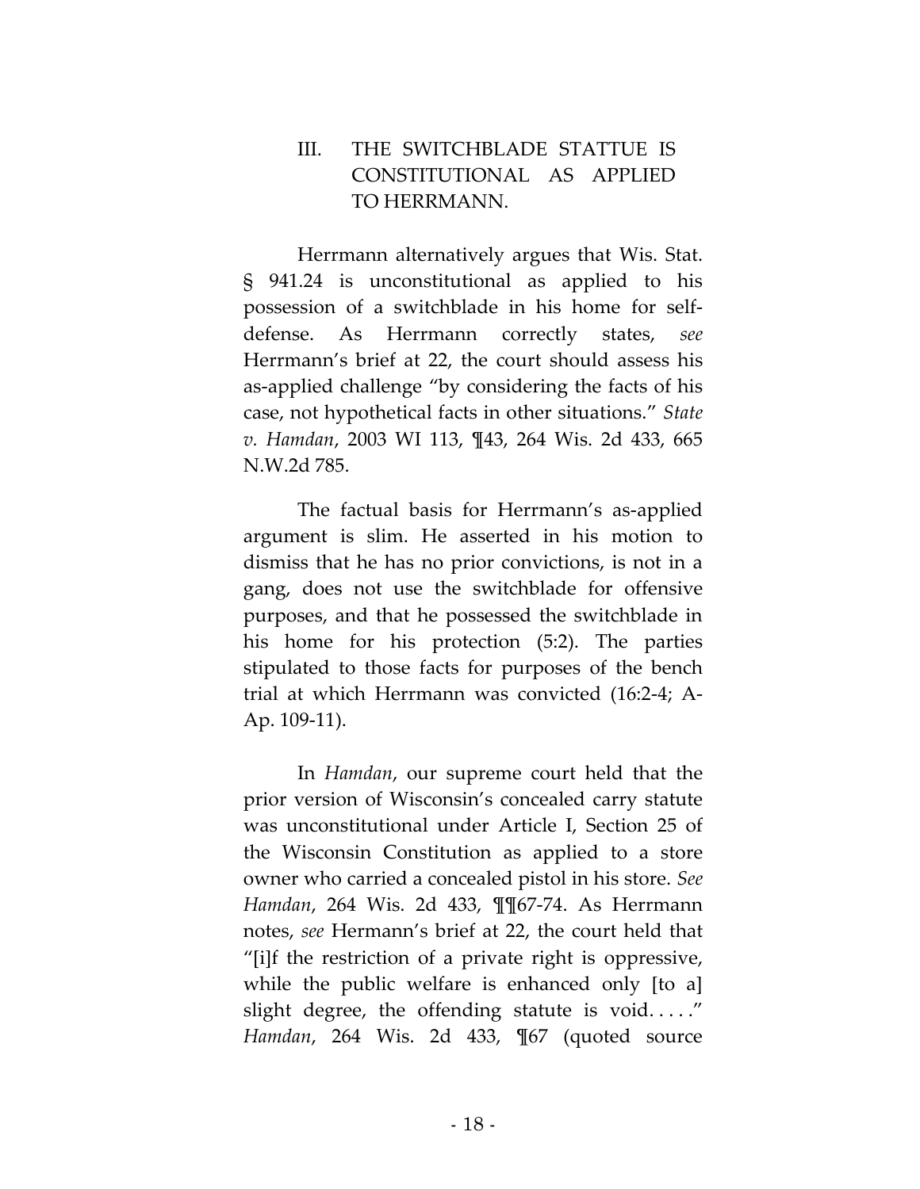## III. THE SWITCHBLADE STATTUE IS CONSTITUTIONAL AS APPLIED TO HERRMANN.

Herrmann alternatively argues that Wis. Stat. § 941.24 is unconstitutional as applied to his possession of a switchblade in his home for self-defense. As Herrmann correctly states, *see* Herrmann's brief at 22, the court should assess his as-applied challenge "by considering the facts of his case, not hypothetical facts in other situations." *State v. Hamdan*, 2003 WI 113, ¶43, 264 Wis. 2d 433, 665 N.W.2d 785.

The factual basis for Herrmann's as-applied argument is slim. He asserted in his motion to dismiss that he has no prior convictions, is not in a gang, does not use the switchblade for offensive purposes, and that he possessed the switchblade in his home for his protection (5:2). The parties stipulated to those facts for purposes of the bench trial at which Herrmann was convicted (16:2-4; A-Ap. 109-11).

In *Hamdan*, our supreme court held that the prior version of Wisconsin's concealed carry statute was unconstitutional under Article I, Section 25 of the Wisconsin Constitution as applied to a store owner who carried a concealed pistol in his store. *See Hamdan*, 264 Wis. 2d 433, ¶¶67-74. As Herrmann notes, *see* Hermann's brief at 22, the court held that "[i]f the restriction of a private right is oppressive, while the public welfare is enhanced only [to a] slight degree, the offending statute is void. . . . ." *Hamdan*, 264 Wis. 2d 433, ¶67 (quoted source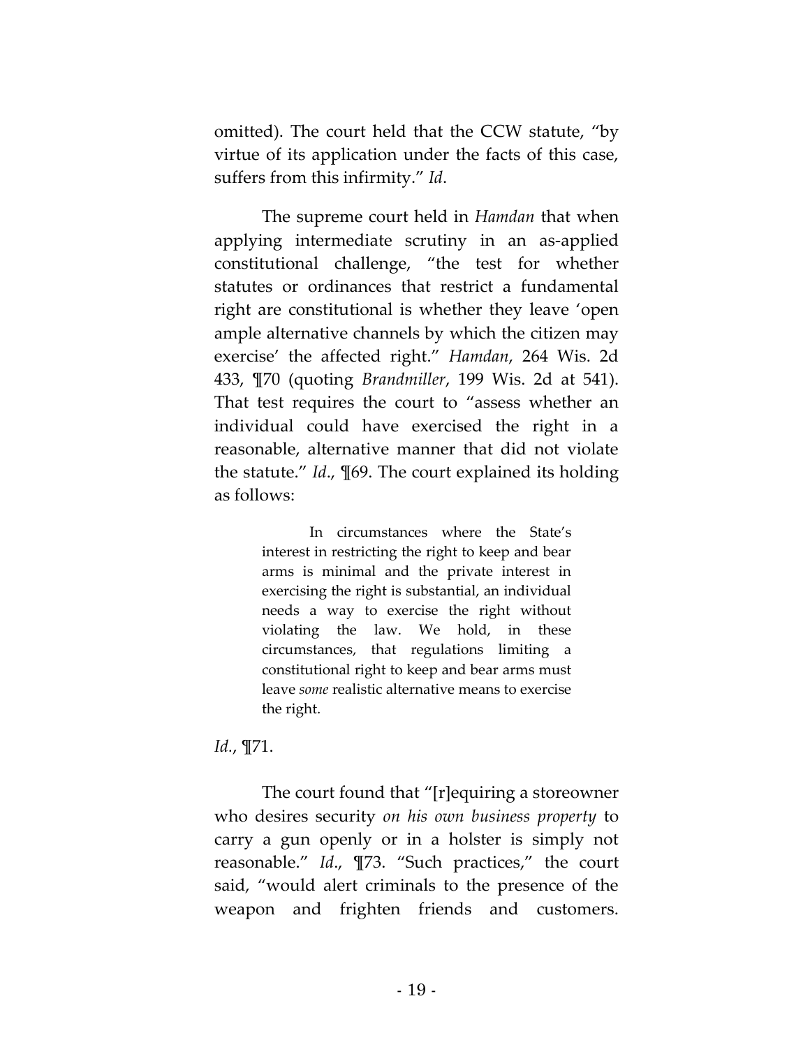omitted). The court held that the CCW statute, "by virtue of its application under the facts of this case, suffers from this infirmity." *Id*.

The supreme court held in *Hamdan* that when applying intermediate scrutiny in an as-applied constitutional challenge, "the test for whether statutes or ordinances that restrict a fundamental right are constitutional is whether they leave 'open ample alternative channels by which the citizen may exercise' the affected right." *Hamdan*, 264 Wis. 2d 433, ¶70 (quoting *Brandmiller*, 199 Wis. 2d at 541). That test requires the court to "assess whether an individual could have exercised the right in a reasonable, alternative manner that did not violate the statute." *Id*., ¶69. The court explained its holding as follows:

> In circumstances where the State's interest in restricting the right to keep and bear arms is minimal and the private interest in exercising the right is substantial, an individual needs a way to exercise the right without violating the law. We hold, in these circumstances, that regulations limiting a constitutional right to keep and bear arms must leave *some* realistic alternative means to exercise the right.

*Id.*, ¶71.

The court found that "[r]equiring a storeowner who desires security *on his own business property* to carry a gun openly or in a holster is simply not reasonable." *Id*., ¶73. "Such practices," the court said, "would alert criminals to the presence of the weapon and frighten friends and customers.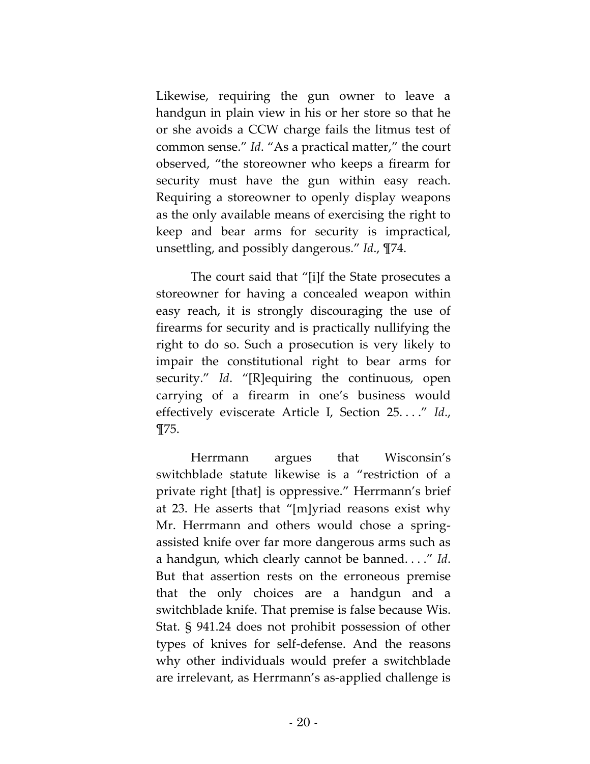Likewise, requiring the gun owner to leave a handgun in plain view in his or her store so that he or she avoids a CCW charge fails the litmus test of common sense." *Id*. "As a practical matter," the court observed, "the storeowner who keeps a firearm for security must have the gun within easy reach. Requiring a storeowner to openly display weapons as the only available means of exercising the right to keep and bear arms for security is impractical, unsettling, and possibly dangerous." *Id*., ¶74.

The court said that "[i]f the State prosecutes a storeowner for having a concealed weapon within easy reach, it is strongly discouraging the use of firearms for security and is practically nullifying the right to do so. Such a prosecution is very likely to impair the constitutional right to bear arms for security." *Id*. "[R]equiring the continuous, open carrying of a firearm in one's business would effectively eviscerate Article I, Section 25. . . ." *Id*., ¶75.

Herrmann argues that Wisconsin's switchblade statute likewise is a "restriction of a private right [that] is oppressive." Herrmann's brief at 23. He asserts that "[m]yriad reasons exist why Mr. Herrmann and others would chose a spring-assisted knife over far more dangerous arms such as a handgun, which clearly cannot be banned. . . ." *Id*. But that assertion rests on the erroneous premise that the only choices are a handgun and a switchblade knife. That premise is false because Wis. Stat. § 941.24 does not prohibit possession of other types of knives for self-defense. And the reasons why other individuals would prefer a switchblade are irrelevant, as Herrmann's as-applied challenge is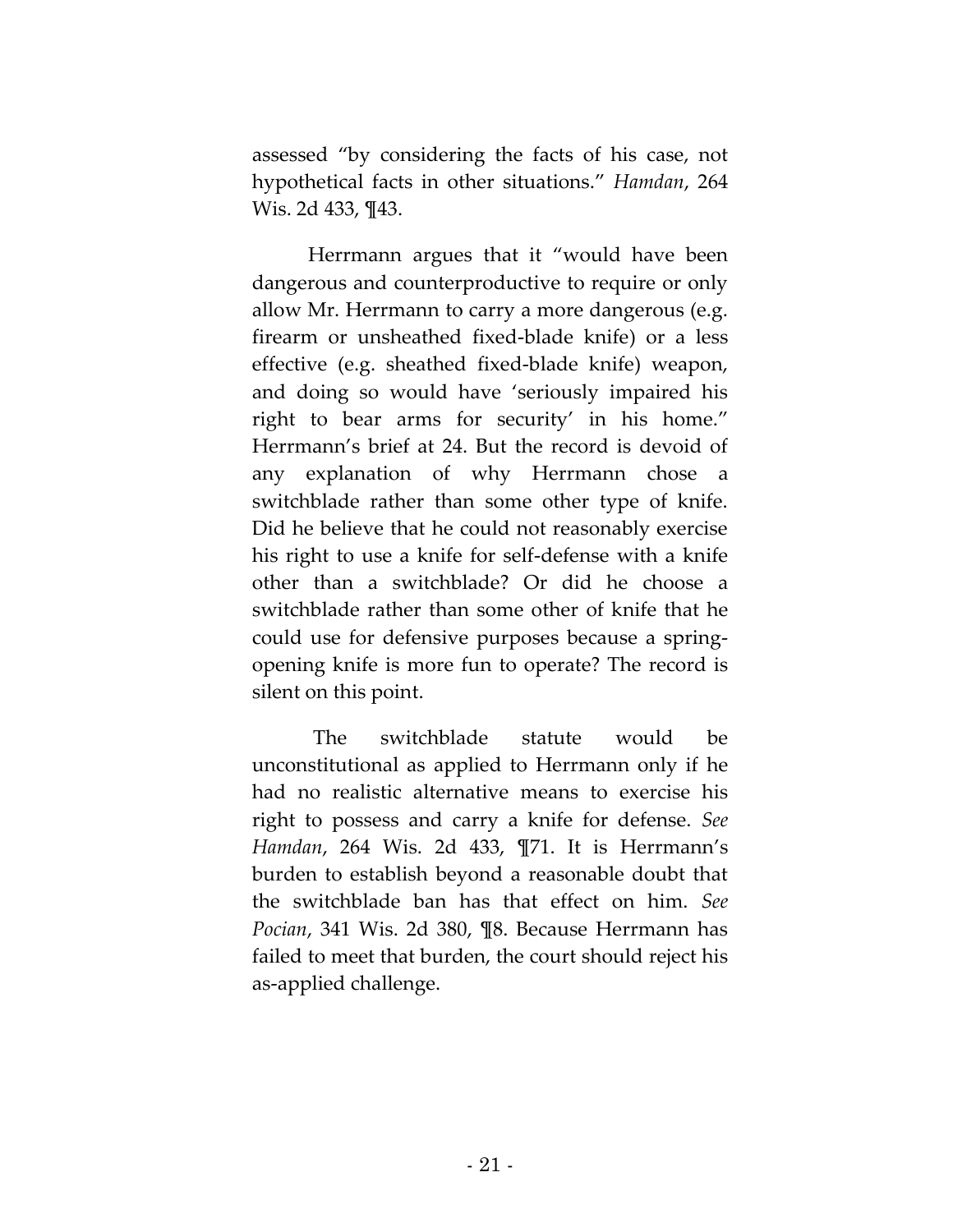assessed "by considering the facts of his case, not hypothetical facts in other situations." *Hamdan*, 264 Wis. 2d 433, ¶43.

Herrmann argues that it "would have been dangerous and counterproductive to require or only allow Mr. Herrmann to carry a more dangerous (e.g. firearm or unsheathed fixed-blade knife) or a less effective (e.g. sheathed fixed-blade knife) weapon, and doing so would have 'seriously impaired his right to bear arms for security' in his home." Herrmann's brief at 24. But the record is devoid of any explanation of why Herrmann chose a switchblade rather than some other type of knife. Did he believe that he could not reasonably exercise his right to use a knife for self-defense with a knife other than a switchblade? Or did he choose a switchblade rather than some other of knife that he could use for defensive purposes because a spring-opening knife is more fun to operate? The record is silent on this point.

The switchblade statute would be unconstitutional as applied to Herrmann only if he had no realistic alternative means to exercise his right to possess and carry a knife for defense. *See Hamdan*, 264 Wis. 2d 433, ¶71. It is Herrmann's burden to establish beyond a reasonable doubt that the switchblade ban has that effect on him. *See Pocian*, 341 Wis. 2d 380, ¶8. Because Herrmann has failed to meet that burden, the court should reject his as-applied challenge.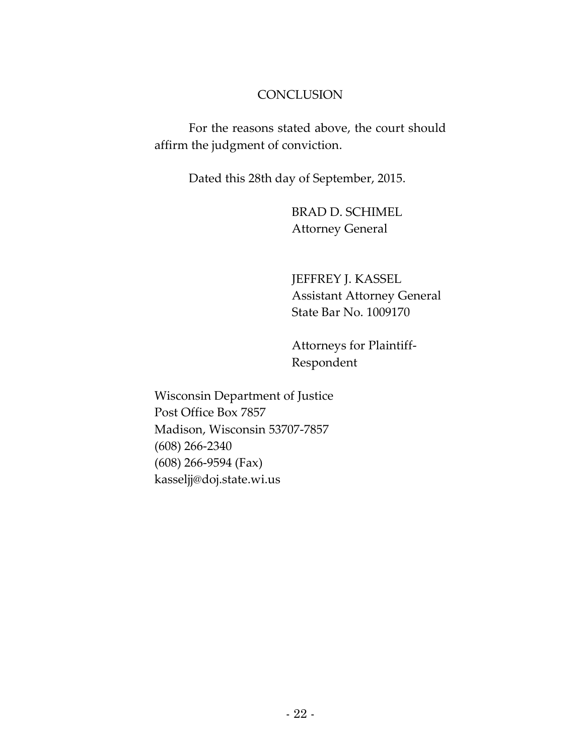## CONCLUSION

For the reasons stated above, the court should affirm the judgment of conviction.

Dated this 28th day of September, 2015.

BRAD D. SCHIMEL
Attorney General

JEFFREY J. KASSEL
Assistant Attorney General
State Bar No. 1009170

Attorneys for Plaintiff-Respondent

Wisconsin Department of Justice
Post Office Box 7857
Madison, Wisconsin 53707-7857
(608) 266-2340
(608) 266-9594 (Fax)
kasseljj@doj.state.wi.us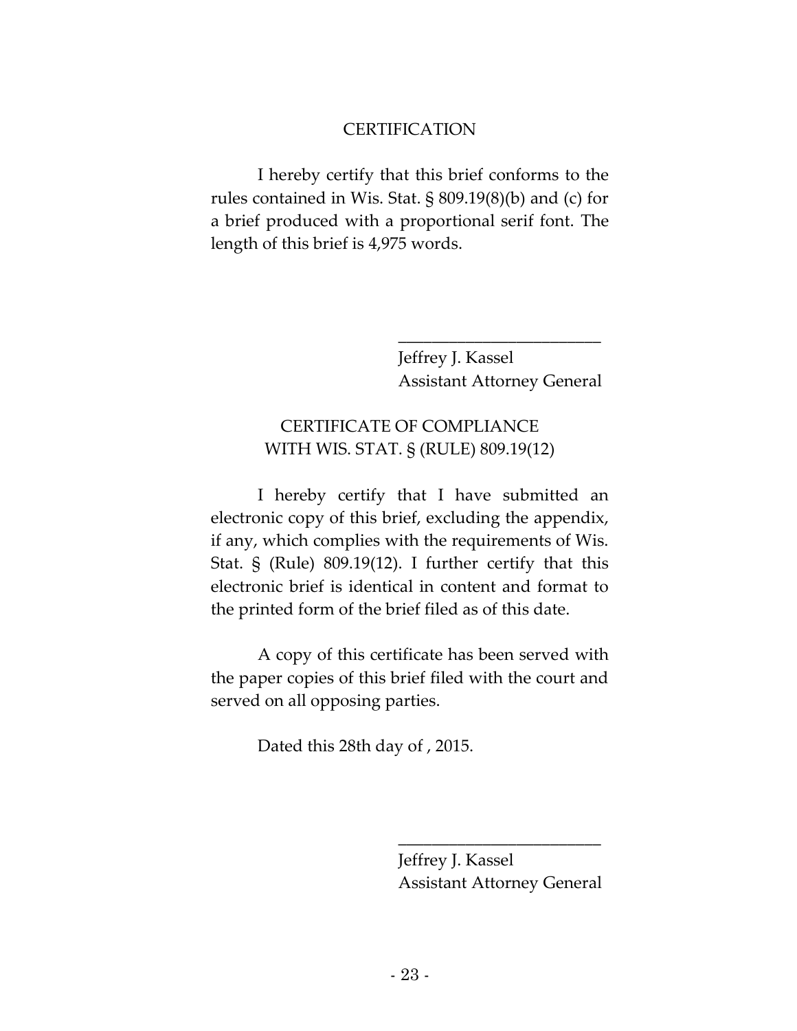## CERTIFICATION

I hereby certify that this brief conforms to the rules contained in Wis. Stat. § 809.19(8)(b) and (c) for a brief produced with a proportional serif font. The length of this brief is 4,975 words.

\_\_\_\_\_\_\_\_\_\_\_\_\_\_\_\_\_\_\_\_\_\_\_\_\_\_

Jeffrey J. Kassel
Assistant Attorney General

## CERTIFICATE OF COMPLIANCE WITH WIS. STAT. § (RULE) 809.19(12)

I hereby certify that I have submitted an electronic copy of this brief, excluding the appendix, if any, which complies with the requirements of Wis. Stat. § (Rule) 809.19(12). I further certify that this electronic brief is identical in content and format to the printed form of the brief filed as of this date.

A copy of this certificate has been served with the paper copies of this brief filed with the court and served on all opposing parties.

Dated this 28th day of , 2015.

\_\_\_\_\_\_\_\_\_\_\_\_\_\_\_\_\_\_\_\_\_\_\_\_\_\_

Jeffrey J. Kassel
Assistant Attorney General